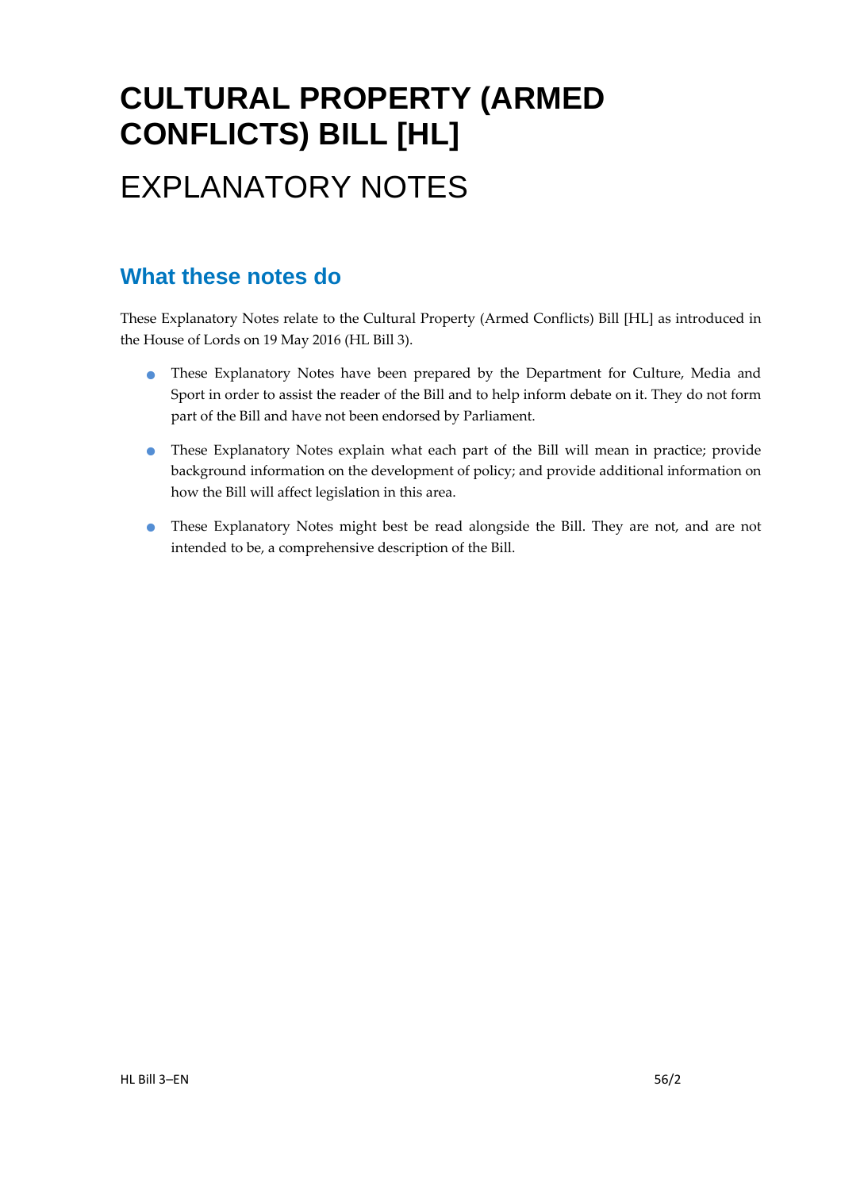# CULTURAL PROPERTY (ARMED CONFLICTS) BILL [HL]

# EXPLANATORY NOTES

## What these notes do

These Explanatory Notes relate to the Cultural Property (Armed Conflicts) Bill [HL] as introduced in the House of Lords on 19 May 2016 (HL Bill 3).

- These Explanatory Notes have been prepared by the Department for Culture, Media and Sport in order to assist the reader of the Bill and to help inform debate on it. They do not form part of the Bill and have not been endorsed by Parliament.
- These Explanatory Notes explain what each part of the Bill will mean in practice; provide background information on the development of policy; and provide additional information on how the Bill will affect legislation in this area.
- These Explanatory Notes might best be read alongside the Bill. They are not, and are not intended to be, a comprehensive description of the Bill.

HL Bill 3–EN 56/2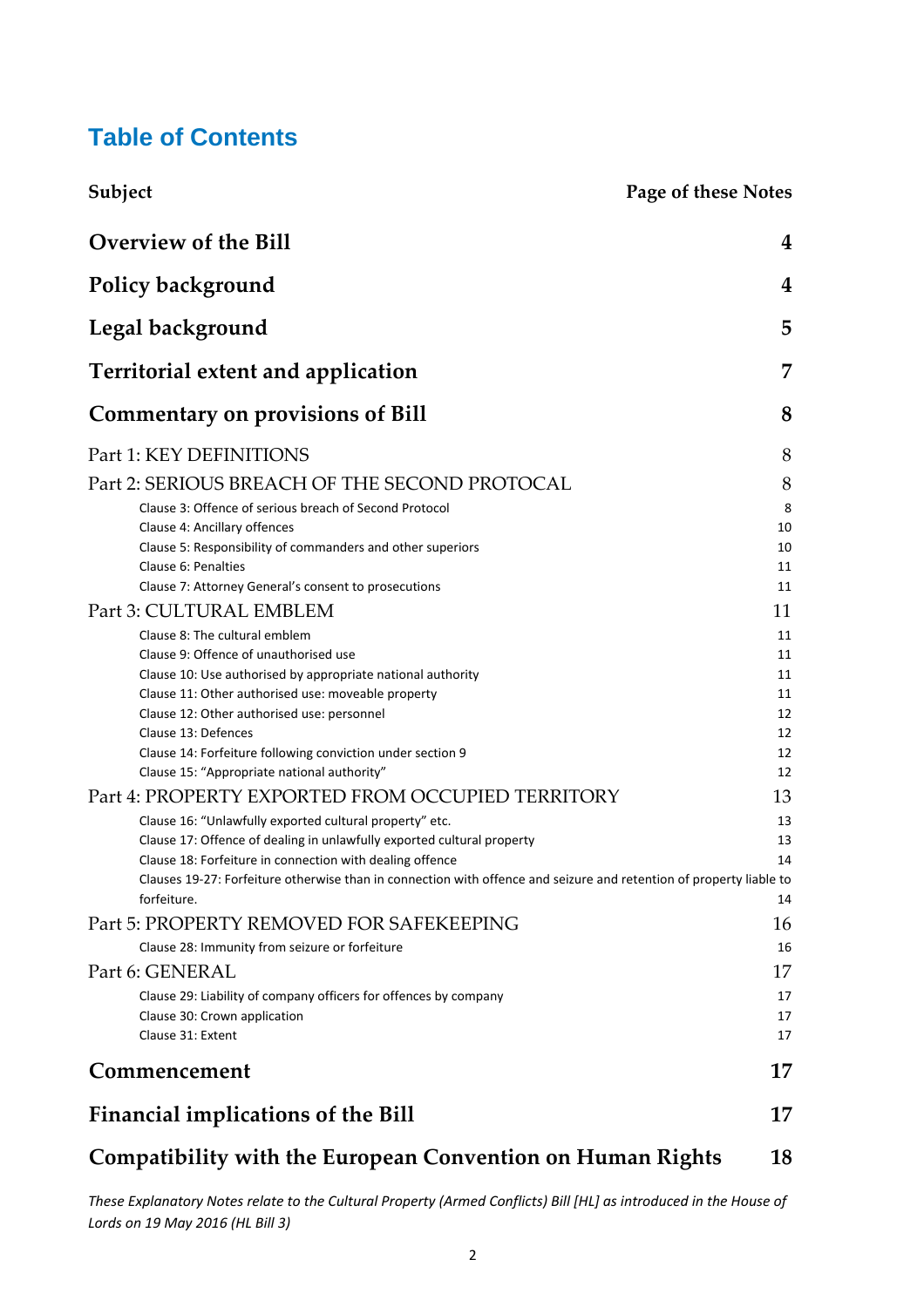## Table of Contents

| Subject | Page of these Notes |
|---|---|
| **Overview of the Bill** | **4** |
| **Policy background** | **4** |
| **Legal background** | **5** |
| **Territorial extent and application** | **7** |
| **Commentary on provisions of Bill** | **8** |
| Part 1: KEY DEFINITIONS | 8 |
| Part 2: SERIOUS BREACH OF THE SECOND PROTOCAL | 8 |
| Clause 3: Offence of serious breach of Second Protocol | 8 |
| Clause 4: Ancillary offences | 10 |
| Clause 5: Responsibility of commanders and other superiors | 10 |
| Clause 6: Penalties | 11 |
| Clause 7: Attorney General's consent to prosecutions | 11 |
| Part 3: CULTURAL EMBLEM | 11 |
| Clause 8: The cultural emblem | 11 |
| Clause 9: Offence of unauthorised use | 11 |
| Clause 10: Use authorised by appropriate national authority | 11 |
| Clause 11: Other authorised use: moveable property | 11 |
| Clause 12: Other authorised use: personnel | 12 |
| Clause 13: Defences | 12 |
| Clause 14: Forfeiture following conviction under section 9 | 12 |
| Clause 15: "Appropriate national authority" | 12 |
| Part 4: PROPERTY EXPORTED FROM OCCUPIED TERRITORY | 13 |
| Clause 16: "Unlawfully exported cultural property" etc. | 13 |
| Clause 17: Offence of dealing in unlawfully exported cultural property | 13 |
| Clause 18: Forfeiture in connection with dealing offence | 14 |
| Clauses 19-27: Forfeiture otherwise than in connection with offence and seizure and retention of property liable to forfeiture. | 14 |
| Part 5: PROPERTY REMOVED FOR SAFEKEEPING | 16 |
| Clause 28: Immunity from seizure or forfeiture | 16 |
| Part 6: GENERAL | 17 |
| Clause 29: Liability of company officers for offences by company | 17 |
| Clause 30: Crown application | 17 |
| Clause 31: Extent | 17 |
| **Commencement** | **17** |
| **Financial implications of the Bill** | **17** |
| **Compatibility with the European Convention on Human Rights** | **18** |

*These Explanatory Notes relate to the Cultural Property (Armed Conflicts) Bill [HL] as introduced in the House of Lords on 19 May 2016 (HL Bill 3)*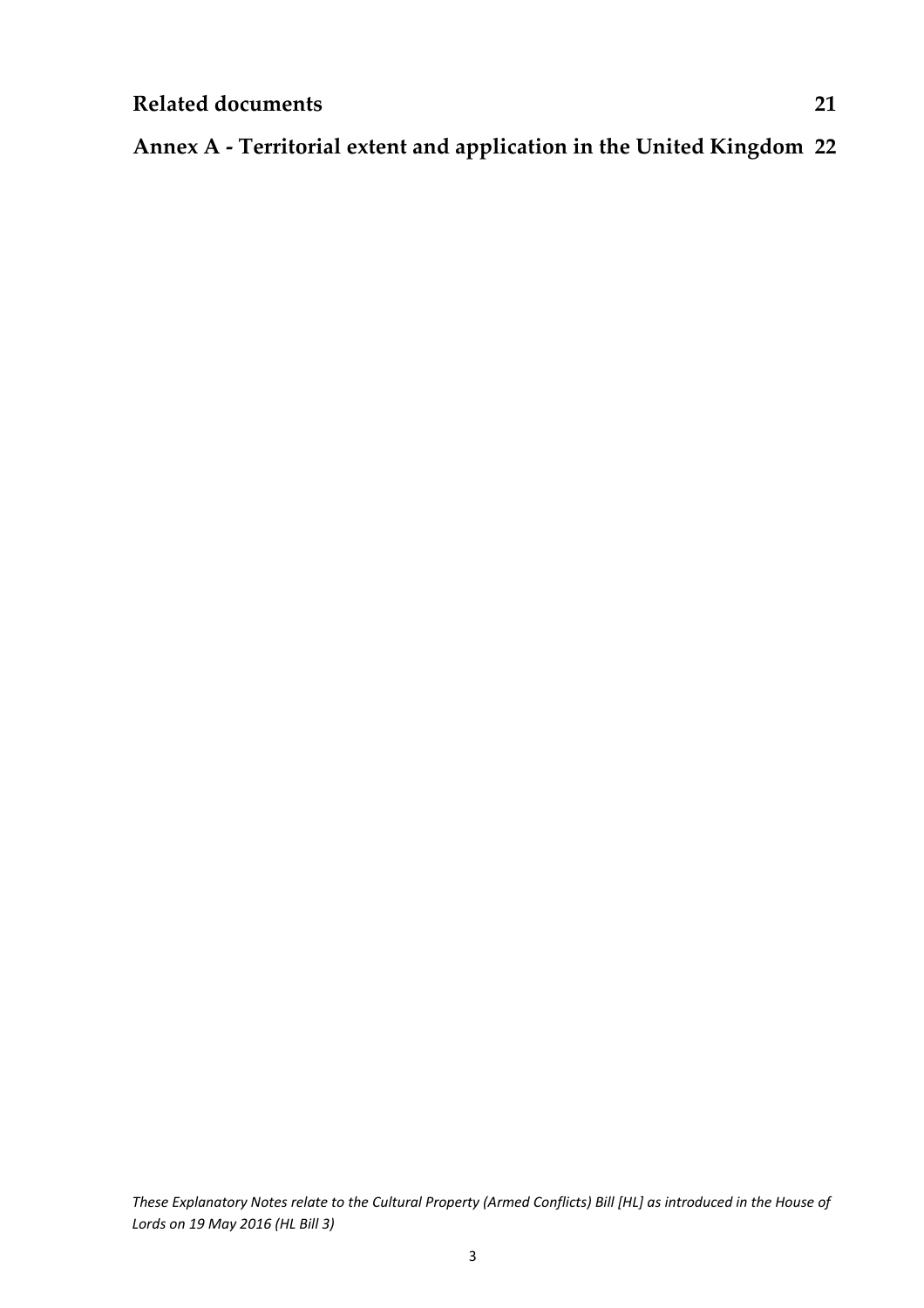**Related documents** 21

**Annex A - Territorial extent and application in the United Kingdom** 22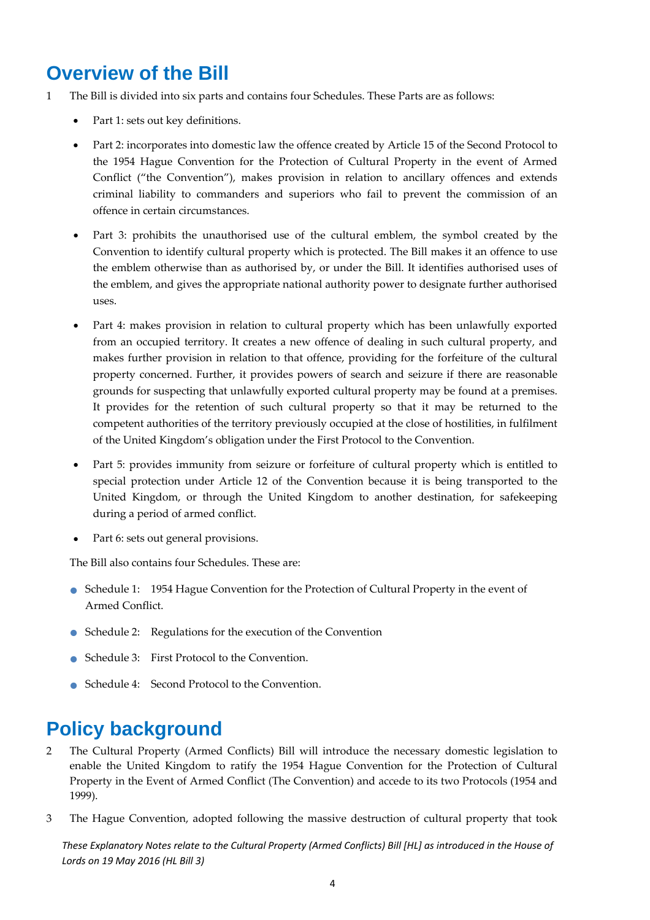# Overview of the Bill

1 The Bill is divided into six parts and contains four Schedules. These Parts are as follows:

- Part 1: sets out key definitions.
- Part 2: incorporates into domestic law the offence created by Article 15 of the Second Protocol to the 1954 Hague Convention for the Protection of Cultural Property in the event of Armed Conflict ("the Convention"), makes provision in relation to ancillary offences and extends criminal liability to commanders and superiors who fail to prevent the commission of an offence in certain circumstances.
- Part 3: prohibits the unauthorised use of the cultural emblem, the symbol created by the Convention to identify cultural property which is protected. The Bill makes it an offence to use the emblem otherwise than as authorised by, or under the Bill. It identifies authorised uses of the emblem, and gives the appropriate national authority power to designate further authorised uses.
- Part 4: makes provision in relation to cultural property which has been unlawfully exported from an occupied territory. It creates a new offence of dealing in such cultural property, and makes further provision in relation to that offence, providing for the forfeiture of the cultural property concerned. Further, it provides powers of search and seizure if there are reasonable grounds for suspecting that unlawfully exported cultural property may be found at a premises. It provides for the retention of such cultural property so that it may be returned to the competent authorities of the territory previously occupied at the close of hostilities, in fulfilment of the United Kingdom's obligation under the First Protocol to the Convention.
- Part 5: provides immunity from seizure or forfeiture of cultural property which is entitled to special protection under Article 12 of the Convention because it is being transported to the United Kingdom, or through the United Kingdom to another destination, for safekeeping during a period of armed conflict.
- Part 6: sets out general provisions.

The Bill also contains four Schedules. These are:

- Schedule 1: 1954 Hague Convention for the Protection of Cultural Property in the event of Armed Conflict.
- Schedule 2: Regulations for the execution of the Convention
- Schedule 3: First Protocol to the Convention.
- Schedule 4: Second Protocol to the Convention.

# Policy background

2 The Cultural Property (Armed Conflicts) Bill will introduce the necessary domestic legislation to enable the United Kingdom to ratify the 1954 Hague Convention for the Protection of Cultural Property in the Event of Armed Conflict (The Convention) and accede to its two Protocols (1954 and 1999).

3 The Hague Convention, adopted following the massive destruction of cultural property that took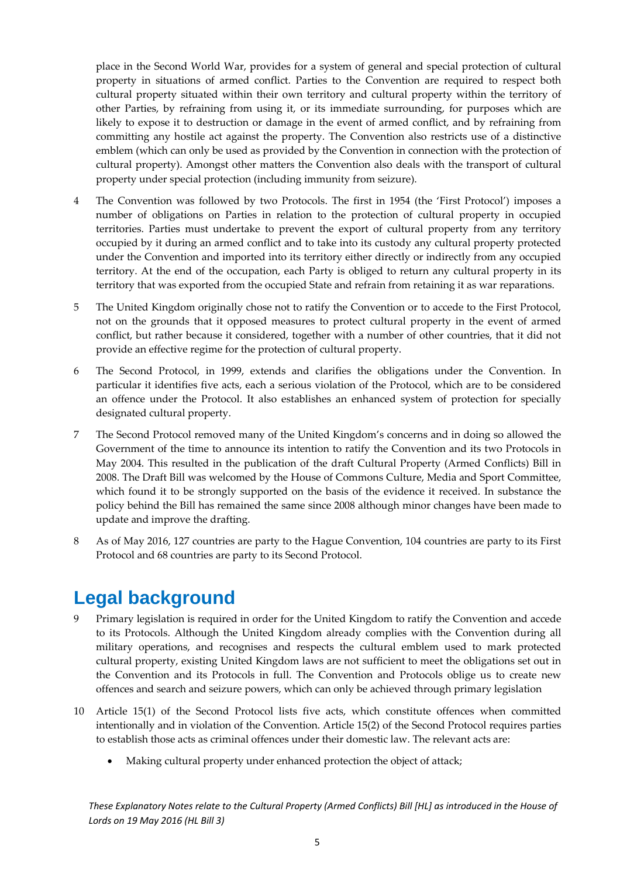place in the Second World War, provides for a system of general and special protection of cultural property in situations of armed conflict. Parties to the Convention are required to respect both cultural property situated within their own territory and cultural property within the territory of other Parties, by refraining from using it, or its immediate surrounding, for purposes which are likely to expose it to destruction or damage in the event of armed conflict, and by refraining from committing any hostile act against the property. The Convention also restricts use of a distinctive emblem (which can only be used as provided by the Convention in connection with the protection of cultural property). Amongst other matters the Convention also deals with the transport of cultural property under special protection (including immunity from seizure).

4 The Convention was followed by two Protocols. The first in 1954 (the 'First Protocol') imposes a number of obligations on Parties in relation to the protection of cultural property in occupied territories. Parties must undertake to prevent the export of cultural property from any territory occupied by it during an armed conflict and to take into its custody any cultural property protected under the Convention and imported into its territory either directly or indirectly from any occupied territory. At the end of the occupation, each Party is obliged to return any cultural property in its territory that was exported from the occupied State and refrain from retaining it as war reparations.

5 The United Kingdom originally chose not to ratify the Convention or to accede to the First Protocol, not on the grounds that it opposed measures to protect cultural property in the event of armed conflict, but rather because it considered, together with a number of other countries, that it did not provide an effective regime for the protection of cultural property.

6 The Second Protocol, in 1999, extends and clarifies the obligations under the Convention. In particular it identifies five acts, each a serious violation of the Protocol, which are to be considered an offence under the Protocol. It also establishes an enhanced system of protection for specially designated cultural property.

7 The Second Protocol removed many of the United Kingdom's concerns and in doing so allowed the Government of the time to announce its intention to ratify the Convention and its two Protocols in May 2004. This resulted in the publication of the draft Cultural Property (Armed Conflicts) Bill in 2008. The Draft Bill was welcomed by the House of Commons Culture, Media and Sport Committee, which found it to be strongly supported on the basis of the evidence it received. In substance the policy behind the Bill has remained the same since 2008 although minor changes have been made to update and improve the drafting.

8 As of May 2016, 127 countries are party to the Hague Convention, 104 countries are party to its First Protocol and 68 countries are party to its Second Protocol.

# Legal background

9 Primary legislation is required in order for the United Kingdom to ratify the Convention and accede to its Protocols. Although the United Kingdom already complies with the Convention during all military operations, and recognises and respects the cultural emblem used to mark protected cultural property, existing United Kingdom laws are not sufficient to meet the obligations set out in the Convention and its Protocols in full. The Convention and Protocols oblige us to create new offences and search and seizure powers, which can only be achieved through primary legislation

10 Article 15(1) of the Second Protocol lists five acts, which constitute offences when committed intentionally and in violation of the Convention. Article 15(2) of the Second Protocol requires parties to establish those acts as criminal offences under their domestic law. The relevant acts are:

- Making cultural property under enhanced protection the object of attack;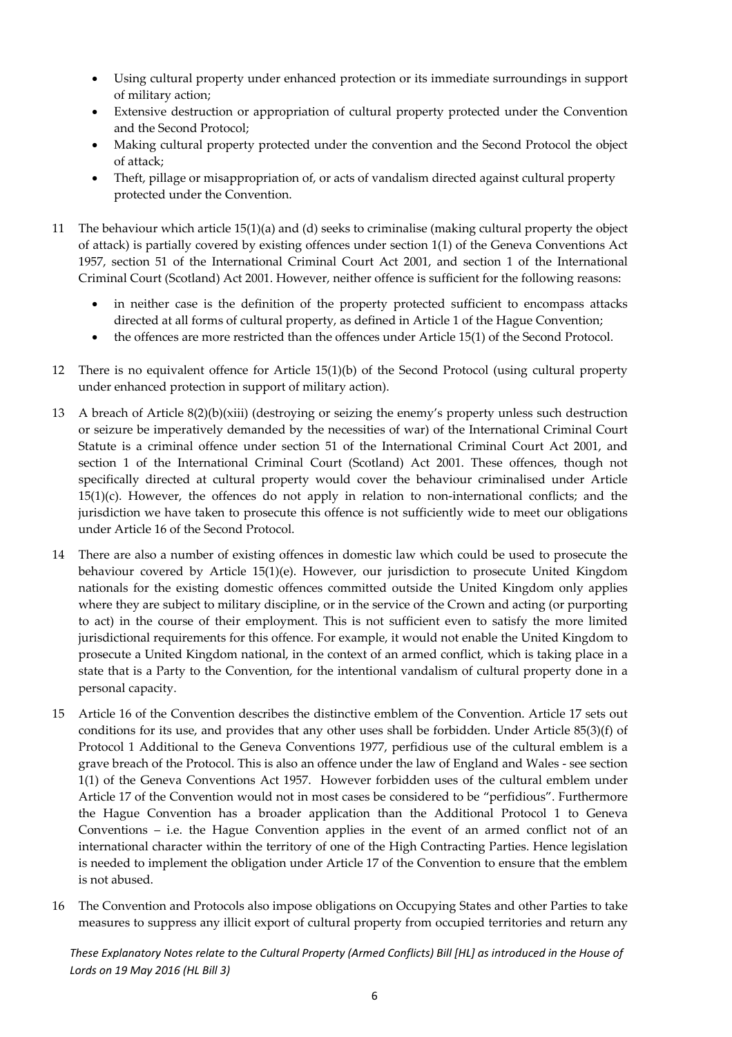- Using cultural property under enhanced protection or its immediate surroundings in support of military action;
- Extensive destruction or appropriation of cultural property protected under the Convention and the Second Protocol;
- Making cultural property protected under the convention and the Second Protocol the object of attack;
- Theft, pillage or misappropriation of, or acts of vandalism directed against cultural property protected under the Convention.

11 The behaviour which article 15(1)(a) and (d) seeks to criminalise (making cultural property the object of attack) is partially covered by existing offences under section 1(1) of the Geneva Conventions Act 1957, section 51 of the International Criminal Court Act 2001, and section 1 of the International Criminal Court (Scotland) Act 2001. However, neither offence is sufficient for the following reasons:

- in neither case is the definition of the property protected sufficient to encompass attacks directed at all forms of cultural property, as defined in Article 1 of the Hague Convention;
- the offences are more restricted than the offences under Article 15(1) of the Second Protocol.

12 There is no equivalent offence for Article 15(1)(b) of the Second Protocol (using cultural property under enhanced protection in support of military action).

13 A breach of Article 8(2)(b)(xiii) (destroying or seizing the enemy's property unless such destruction or seizure be imperatively demanded by the necessities of war) of the International Criminal Court Statute is a criminal offence under section 51 of the International Criminal Court Act 2001, and section 1 of the International Criminal Court (Scotland) Act 2001. These offences, though not specifically directed at cultural property would cover the behaviour criminalised under Article 15(1)(c). However, the offences do not apply in relation to non-international conflicts; and the jurisdiction we have taken to prosecute this offence is not sufficiently wide to meet our obligations under Article 16 of the Second Protocol.

14 There are also a number of existing offences in domestic law which could be used to prosecute the behaviour covered by Article 15(1)(e). However, our jurisdiction to prosecute United Kingdom nationals for the existing domestic offences committed outside the United Kingdom only applies where they are subject to military discipline, or in the service of the Crown and acting (or purporting to act) in the course of their employment. This is not sufficient even to satisfy the more limited jurisdictional requirements for this offence. For example, it would not enable the United Kingdom to prosecute a United Kingdom national, in the context of an armed conflict, which is taking place in a state that is a Party to the Convention, for the intentional vandalism of cultural property done in a personal capacity.

15 Article 16 of the Convention describes the distinctive emblem of the Convention. Article 17 sets out conditions for its use, and provides that any other uses shall be forbidden. Under Article 85(3)(f) of Protocol 1 Additional to the Geneva Conventions 1977, perfidious use of the cultural emblem is a grave breach of the Protocol. This is also an offence under the law of England and Wales - see section 1(1) of the Geneva Conventions Act 1957. However forbidden uses of the cultural emblem under Article 17 of the Convention would not in most cases be considered to be "perfidious". Furthermore the Hague Convention has a broader application than the Additional Protocol 1 to Geneva Conventions – i.e. the Hague Convention applies in the event of an armed conflict not of an international character within the territory of one of the High Contracting Parties. Hence legislation is needed to implement the obligation under Article 17 of the Convention to ensure that the emblem is not abused.

16 The Convention and Protocols also impose obligations on Occupying States and other Parties to take measures to suppress any illicit export of cultural property from occupied territories and return any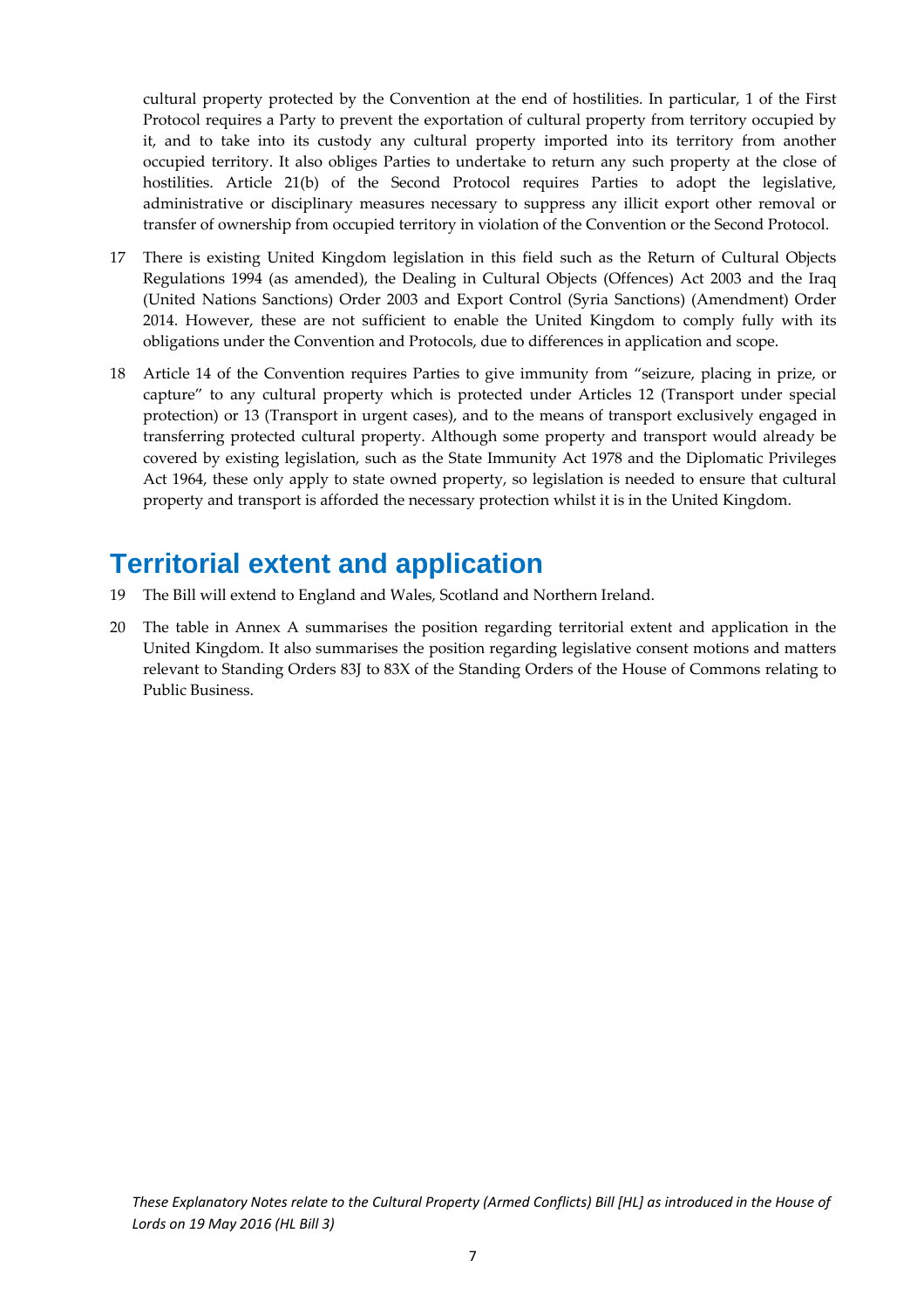cultural property protected by the Convention at the end of hostilities. In particular, 1 of the First Protocol requires a Party to prevent the exportation of cultural property from territory occupied by it, and to take into its custody any cultural property imported into its territory from another occupied territory. It also obliges Parties to undertake to return any such property at the close of hostilities. Article 21(b) of the Second Protocol requires Parties to adopt the legislative, administrative or disciplinary measures necessary to suppress any illicit export other removal or transfer of ownership from occupied territory in violation of the Convention or the Second Protocol.

17 There is existing United Kingdom legislation in this field such as the Return of Cultural Objects Regulations 1994 (as amended), the Dealing in Cultural Objects (Offences) Act 2003 and the Iraq (United Nations Sanctions) Order 2003 and Export Control (Syria Sanctions) (Amendment) Order 2014. However, these are not sufficient to enable the United Kingdom to comply fully with its obligations under the Convention and Protocols, due to differences in application and scope.

18 Article 14 of the Convention requires Parties to give immunity from "seizure, placing in prize, or capture" to any cultural property which is protected under Articles 12 (Transport under special protection) or 13 (Transport in urgent cases), and to the means of transport exclusively engaged in transferring protected cultural property. Although some property and transport would already be covered by existing legislation, such as the State Immunity Act 1978 and the Diplomatic Privileges Act 1964, these only apply to state owned property, so legislation is needed to ensure that cultural property and transport is afforded the necessary protection whilst it is in the United Kingdom.

## Territorial extent and application

19 The Bill will extend to England and Wales, Scotland and Northern Ireland.

20 The table in Annex A summarises the position regarding territorial extent and application in the United Kingdom. It also summarises the position regarding legislative consent motions and matters relevant to Standing Orders 83J to 83X of the Standing Orders of the House of Commons relating to Public Business.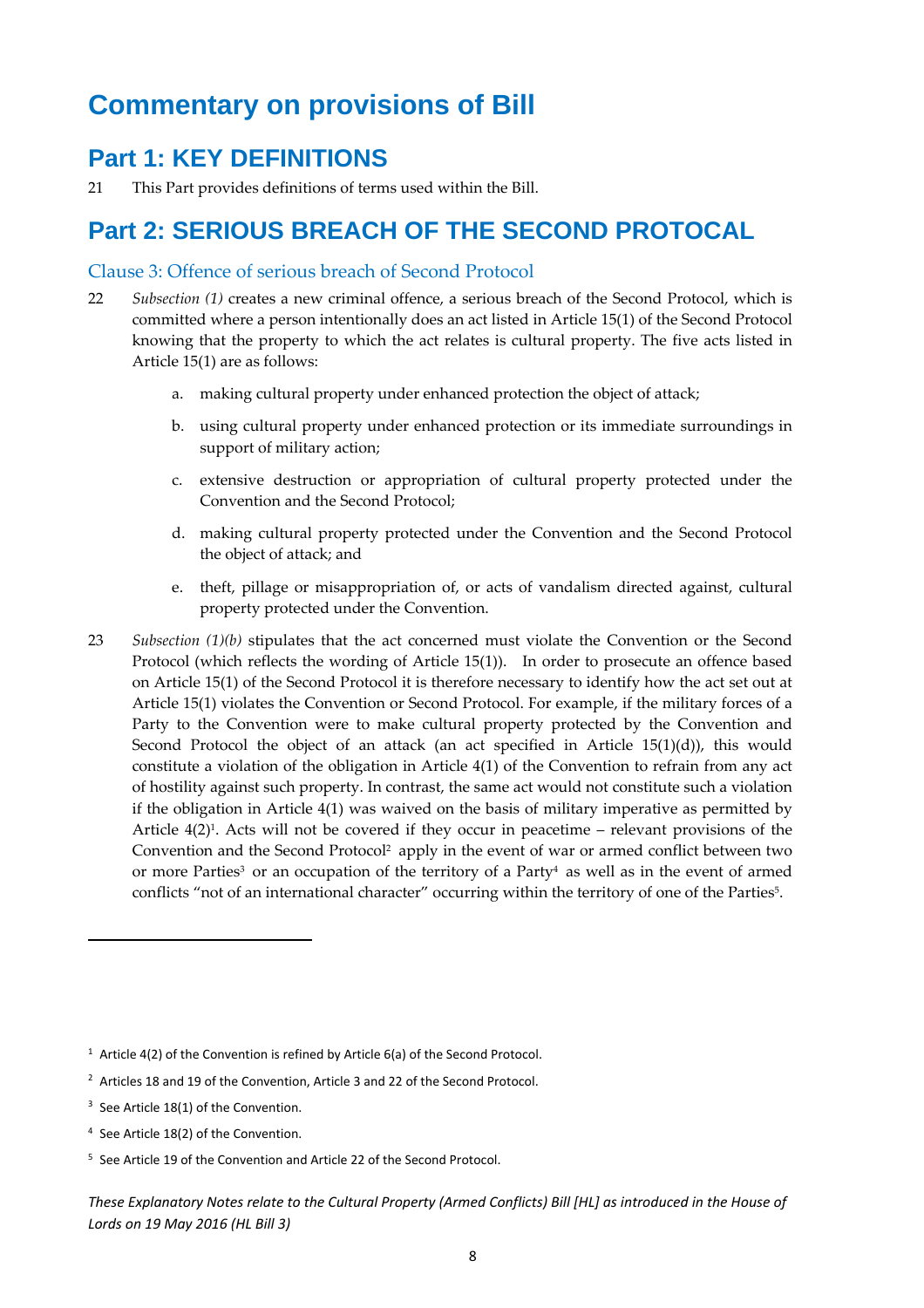# Commentary on provisions of Bill

## Part 1: KEY DEFINITIONS

21 This Part provides definitions of terms used within the Bill.

## Part 2: SERIOUS BREACH OF THE SECOND PROTOCAL

### Clause 3: Offence of serious breach of Second Protocol

22 *Subsection (1)* creates a new criminal offence, a serious breach of the Second Protocol, which is committed where a person intentionally does an act listed in Article 15(1) of the Second Protocol knowing that the property to which the act relates is cultural property. The five acts listed in Article 15(1) are as follows:

a. making cultural property under enhanced protection the object of attack;

b. using cultural property under enhanced protection or its immediate surroundings in support of military action;

c. extensive destruction or appropriation of cultural property protected under the Convention and the Second Protocol;

d. making cultural property protected under the Convention and the Second Protocol the object of attack; and

e. theft, pillage or misappropriation of, or acts of vandalism directed against, cultural property protected under the Convention.

23 *Subsection (1)(b)* stipulates that the act concerned must violate the Convention or the Second Protocol (which reflects the wording of Article 15(1)). In order to prosecute an offence based on Article 15(1) of the Second Protocol it is therefore necessary to identify how the act set out at Article 15(1) violates the Convention or Second Protocol. For example, if the military forces of a Party to the Convention were to make cultural property protected by the Convention and Second Protocol the object of an attack (an act specified in Article 15(1)(d)), this would constitute a violation of the obligation in Article 4(1) of the Convention to refrain from any act of hostility against such property. In contrast, the same act would not constitute such a violation if the obligation in Article 4(1) was waived on the basis of military imperative as permitted by Article 4(2)[1]. Acts will not be covered if they occur in peacetime – relevant provisions of the Convention and the Second Protocol[2] apply in the event of war or armed conflict between two or more Parties[3] or an occupation of the territory of a Party[4] as well as in the event of armed conflicts "not of an international character" occurring within the territory of one of the Parties[5].

---

[1] Article 4(2) of the Convention is refined by Article 6(a) of the Second Protocol.

[2] Articles 18 and 19 of the Convention, Article 3 and 22 of the Second Protocol.

[3] See Article 18(1) of the Convention.

[4] See Article 18(2) of the Convention.

[5] See Article 19 of the Convention and Article 22 of the Second Protocol.

*These Explanatory Notes relate to the Cultural Property (Armed Conflicts) Bill [HL] as introduced in the House of Lords on 19 May 2016 (HL Bill 3)*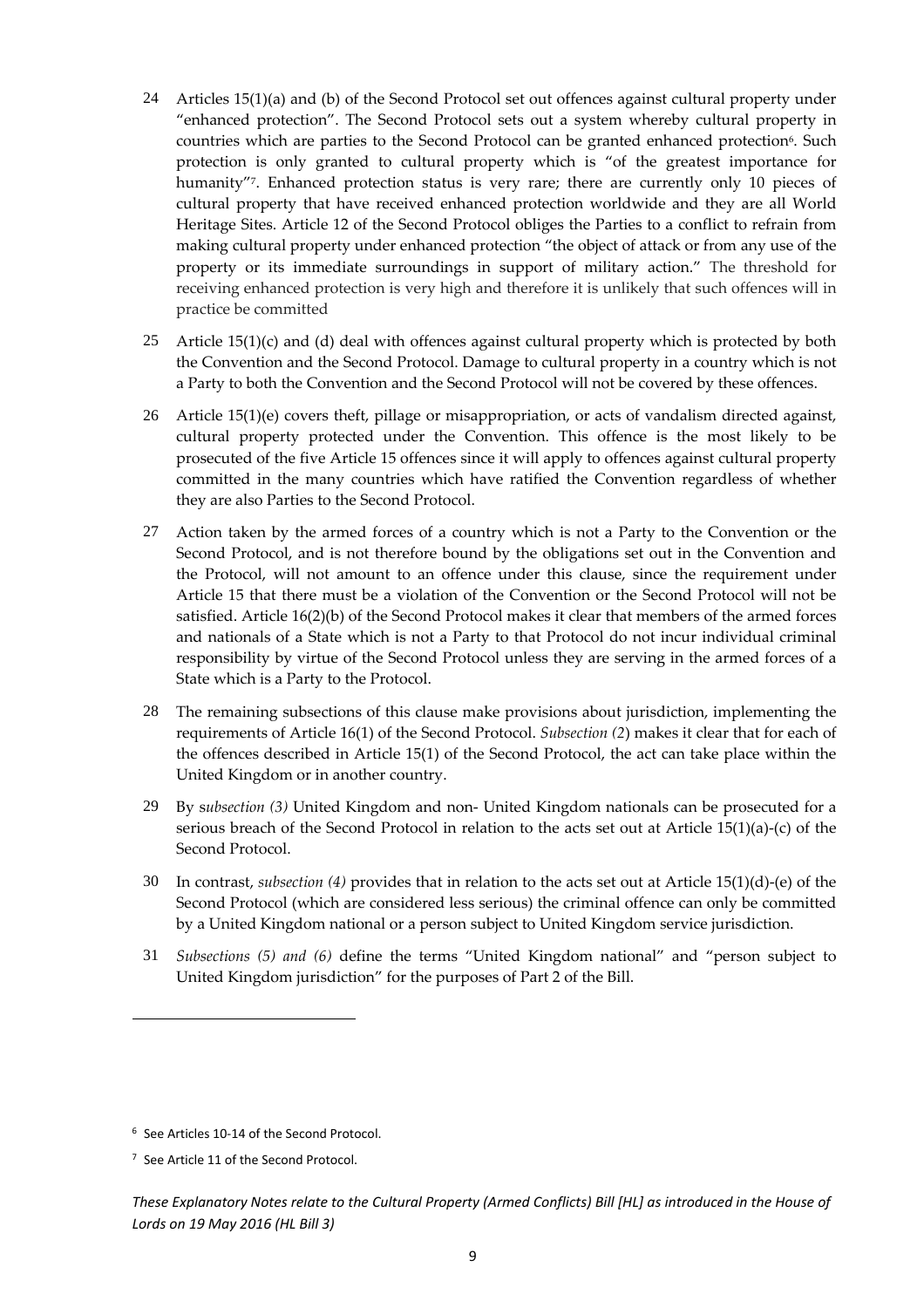24 Articles 15(1)(a) and (b) of the Second Protocol set out offences against cultural property under "enhanced protection". The Second Protocol sets out a system whereby cultural property in countries which are parties to the Second Protocol can be granted enhanced protection[6]. Such protection is only granted to cultural property which is "of the greatest importance for humanity"[7]. Enhanced protection status is very rare; there are currently only 10 pieces of cultural property that have received enhanced protection worldwide and they are all World Heritage Sites. Article 12 of the Second Protocol obliges the Parties to a conflict to refrain from making cultural property under enhanced protection "the object of attack or from any use of the property or its immediate surroundings in support of military action." The threshold for receiving enhanced protection is very high and therefore it is unlikely that such offences will in practice be committed

25 Article 15(1)(c) and (d) deal with offences against cultural property which is protected by both the Convention and the Second Protocol. Damage to cultural property in a country which is not a Party to both the Convention and the Second Protocol will not be covered by these offences.

26 Article 15(1)(e) covers theft, pillage or misappropriation, or acts of vandalism directed against, cultural property protected under the Convention. This offence is the most likely to be prosecuted of the five Article 15 offences since it will apply to offences against cultural property committed in the many countries which have ratified the Convention regardless of whether they are also Parties to the Second Protocol.

27 Action taken by the armed forces of a country which is not a Party to the Convention or the Second Protocol, and is not therefore bound by the obligations set out in the Convention and the Protocol, will not amount to an offence under this clause, since the requirement under Article 15 that there must be a violation of the Convention or the Second Protocol will not be satisfied. Article 16(2)(b) of the Second Protocol makes it clear that members of the armed forces and nationals of a State which is not a Party to that Protocol do not incur individual criminal responsibility by virtue of the Second Protocol unless they are serving in the armed forces of a State which is a Party to the Protocol.

28 The remaining subsections of this clause make provisions about jurisdiction, implementing the requirements of Article 16(1) of the Second Protocol. *Subsection (2*) makes it clear that for each of the offences described in Article 15(1) of the Second Protocol, the act can take place within the United Kingdom or in another country.

29 By s*ubsection (3)* United Kingdom and non- United Kingdom nationals can be prosecuted for a serious breach of the Second Protocol in relation to the acts set out at Article 15(1)(a)-(c) of the Second Protocol.

30 In contrast, *subsection (4)* provides that in relation to the acts set out at Article 15(1)(d)-(e) of the Second Protocol (which are considered less serious) the criminal offence can only be committed by a United Kingdom national or a person subject to United Kingdom service jurisdiction.

31 *Subsections (5) and (6)* define the terms "United Kingdom national" and "person subject to United Kingdom jurisdiction" for the purposes of Part 2 of the Bill.

---

[6] See Articles 10-14 of the Second Protocol.

[7] See Article 11 of the Second Protocol.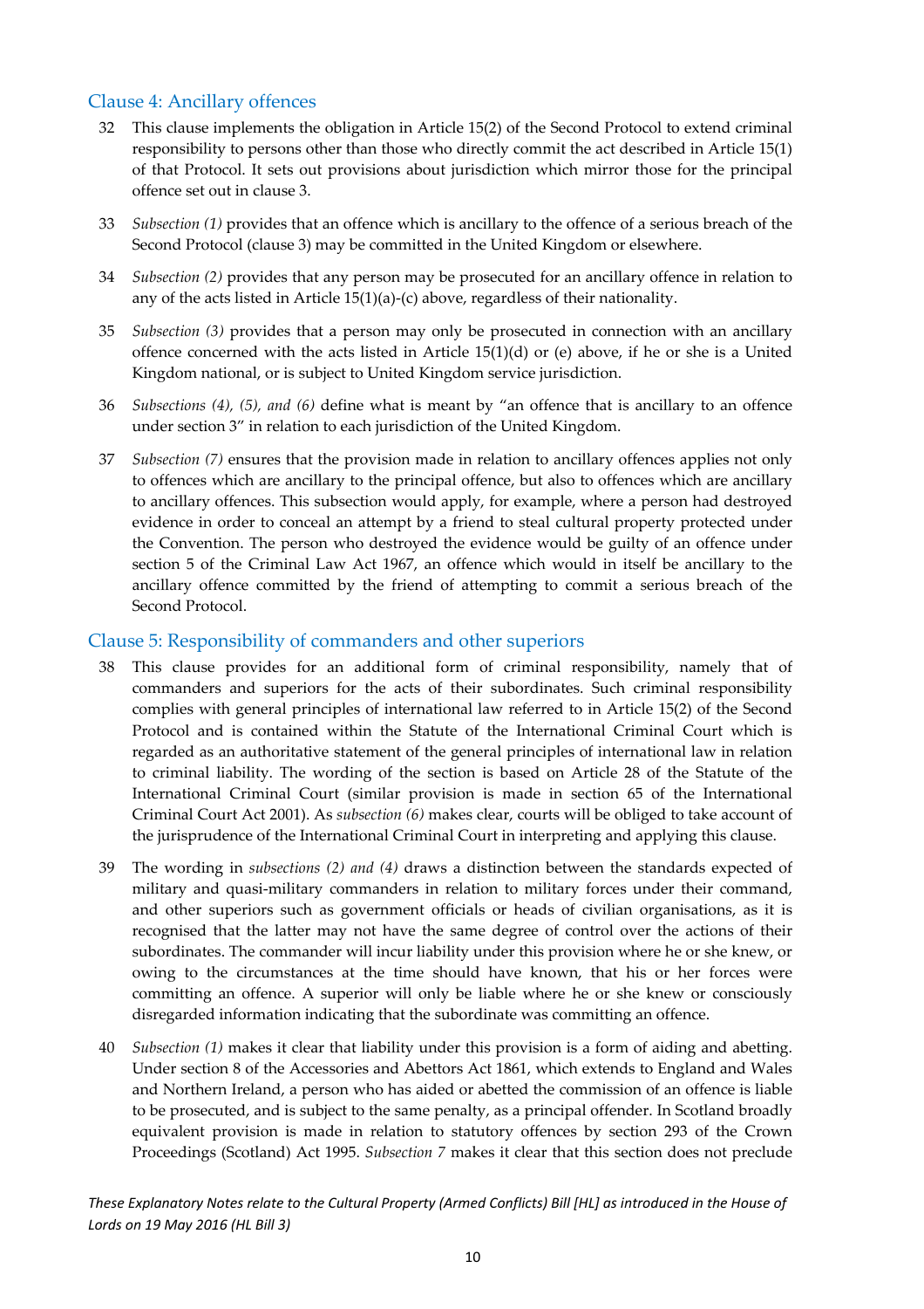## Clause 4: Ancillary offences

32 This clause implements the obligation in Article 15(2) of the Second Protocol to extend criminal responsibility to persons other than those who directly commit the act described in Article 15(1) of that Protocol. It sets out provisions about jurisdiction which mirror those for the principal offence set out in clause 3.

33 *Subsection (1)* provides that an offence which is ancillary to the offence of a serious breach of the Second Protocol (clause 3) may be committed in the United Kingdom or elsewhere.

34 *Subsection (2)* provides that any person may be prosecuted for an ancillary offence in relation to any of the acts listed in Article 15(1)(a)-(c) above, regardless of their nationality.

35 *Subsection (3)* provides that a person may only be prosecuted in connection with an ancillary offence concerned with the acts listed in Article 15(1)(d) or (e) above, if he or she is a United Kingdom national, or is subject to United Kingdom service jurisdiction.

36 *Subsections (4), (5), and (6)* define what is meant by "an offence that is ancillary to an offence under section 3" in relation to each jurisdiction of the United Kingdom.

37 *Subsection (7)* ensures that the provision made in relation to ancillary offences applies not only to offences which are ancillary to the principal offence, but also to offences which are ancillary to ancillary offences. This subsection would apply, for example, where a person had destroyed evidence in order to conceal an attempt by a friend to steal cultural property protected under the Convention. The person who destroyed the evidence would be guilty of an offence under section 5 of the Criminal Law Act 1967, an offence which would in itself be ancillary to the ancillary offence committed by the friend of attempting to commit a serious breach of the Second Protocol.

## Clause 5: Responsibility of commanders and other superiors

38 This clause provides for an additional form of criminal responsibility, namely that of commanders and superiors for the acts of their subordinates. Such criminal responsibility complies with general principles of international law referred to in Article 15(2) of the Second Protocol and is contained within the Statute of the International Criminal Court which is regarded as an authoritative statement of the general principles of international law in relation to criminal liability. The wording of the section is based on Article 28 of the Statute of the International Criminal Court (similar provision is made in section 65 of the International Criminal Court Act 2001). As *subsection (6)* makes clear, courts will be obliged to take account of the jurisprudence of the International Criminal Court in interpreting and applying this clause.

39 The wording in *subsections (2) and (4)* draws a distinction between the standards expected of military and quasi-military commanders in relation to military forces under their command, and other superiors such as government officials or heads of civilian organisations, as it is recognised that the latter may not have the same degree of control over the actions of their subordinates. The commander will incur liability under this provision where he or she knew, or owing to the circumstances at the time should have known, that his or her forces were committing an offence. A superior will only be liable where he or she knew or consciously disregarded information indicating that the subordinate was committing an offence.

40 *Subsection (1)* makes it clear that liability under this provision is a form of aiding and abetting. Under section 8 of the Accessories and Abettors Act 1861, which extends to England and Wales and Northern Ireland, a person who has aided or abetted the commission of an offence is liable to be prosecuted, and is subject to the same penalty, as a principal offender. In Scotland broadly equivalent provision is made in relation to statutory offences by section 293 of the Crown Proceedings (Scotland) Act 1995. *Subsection 7* makes it clear that this section does not preclude

*These Explanatory Notes relate to the Cultural Property (Armed Conflicts) Bill [HL] as introduced in the House of Lords on 19 May 2016 (HL Bill 3)*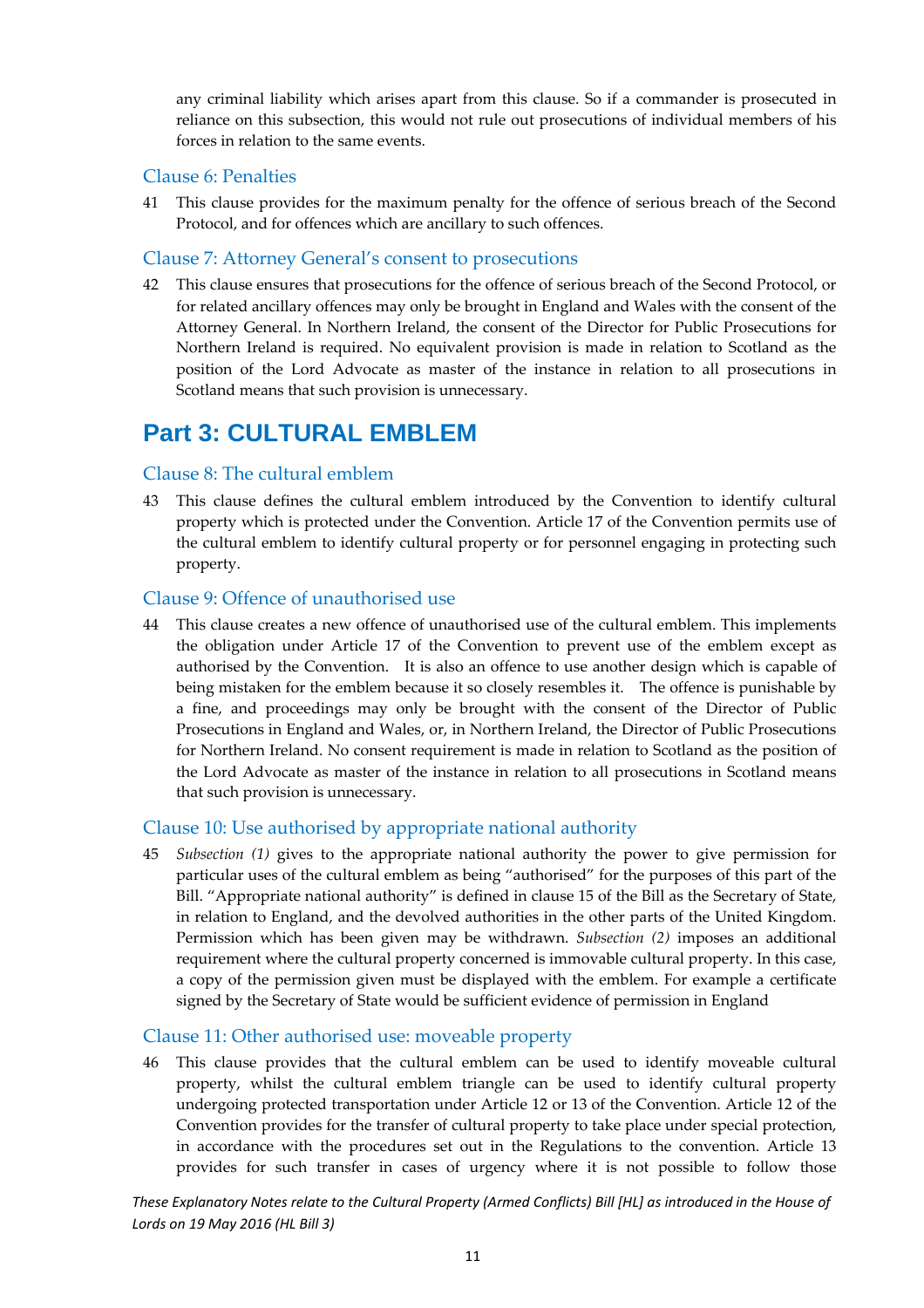any criminal liability which arises apart from this clause. So if a commander is prosecuted in reliance on this subsection, this would not rule out prosecutions of individual members of his forces in relation to the same events.

### Clause 6: Penalties

41 This clause provides for the maximum penalty for the offence of serious breach of the Second Protocol, and for offences which are ancillary to such offences.

### Clause 7: Attorney General's consent to prosecutions

42 This clause ensures that prosecutions for the offence of serious breach of the Second Protocol, or for related ancillary offences may only be brought in England and Wales with the consent of the Attorney General. In Northern Ireland, the consent of the Director for Public Prosecutions for Northern Ireland is required. No equivalent provision is made in relation to Scotland as the position of the Lord Advocate as master of the instance in relation to all prosecutions in Scotland means that such provision is unnecessary.

## Part 3: CULTURAL EMBLEM

### Clause 8: The cultural emblem

43 This clause defines the cultural emblem introduced by the Convention to identify cultural property which is protected under the Convention. Article 17 of the Convention permits use of the cultural emblem to identify cultural property or for personnel engaging in protecting such property.

### Clause 9: Offence of unauthorised use

44 This clause creates a new offence of unauthorised use of the cultural emblem. This implements the obligation under Article 17 of the Convention to prevent use of the emblem except as authorised by the Convention. It is also an offence to use another design which is capable of being mistaken for the emblem because it so closely resembles it. The offence is punishable by a fine, and proceedings may only be brought with the consent of the Director of Public Prosecutions in England and Wales, or, in Northern Ireland, the Director of Public Prosecutions for Northern Ireland. No consent requirement is made in relation to Scotland as the position of the Lord Advocate as master of the instance in relation to all prosecutions in Scotland means that such provision is unnecessary.

### Clause 10: Use authorised by appropriate national authority

45 *Subsection (1)* gives to the appropriate national authority the power to give permission for particular uses of the cultural emblem as being "authorised" for the purposes of this part of the Bill. "Appropriate national authority" is defined in clause 15 of the Bill as the Secretary of State, in relation to England, and the devolved authorities in the other parts of the United Kingdom. Permission which has been given may be withdrawn. *Subsection (2)* imposes an additional requirement where the cultural property concerned is immovable cultural property. In this case, a copy of the permission given must be displayed with the emblem. For example a certificate signed by the Secretary of State would be sufficient evidence of permission in England

### Clause 11: Other authorised use: moveable property

46 This clause provides that the cultural emblem can be used to identify moveable cultural property, whilst the cultural emblem triangle can be used to identify cultural property undergoing protected transportation under Article 12 or 13 of the Convention. Article 12 of the Convention provides for the transfer of cultural property to take place under special protection, in accordance with the procedures set out in the Regulations to the convention. Article 13 provides for such transfer in cases of urgency where it is not possible to follow those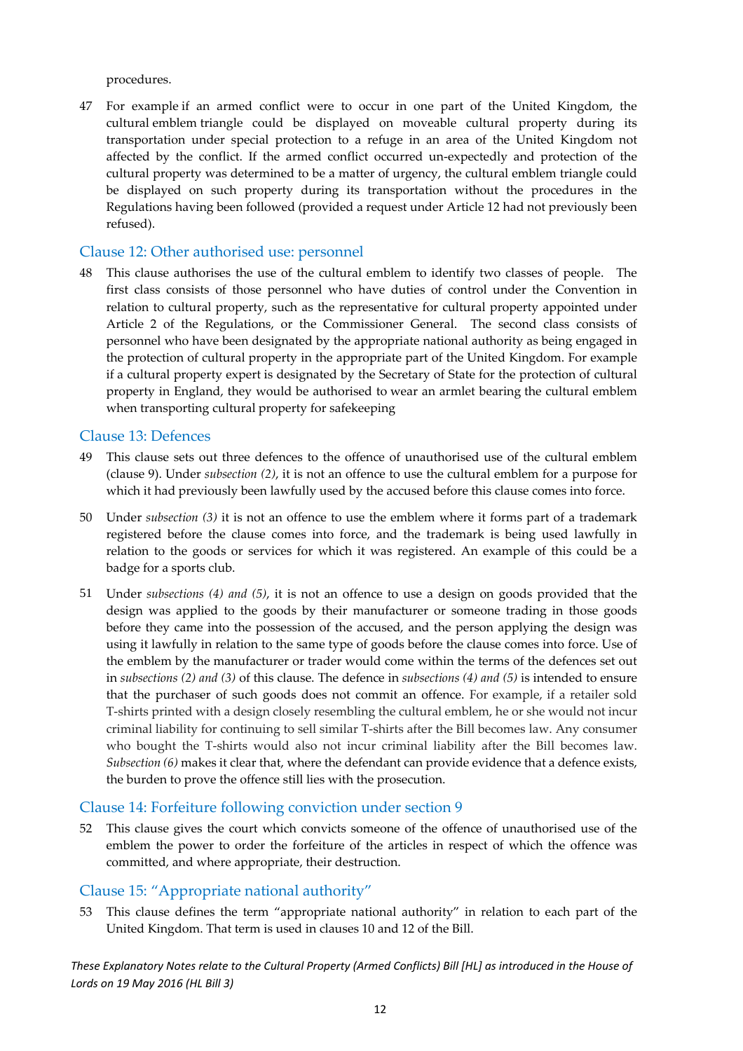procedures.

47 For example if an armed conflict were to occur in one part of the United Kingdom, the cultural emblem triangle could be displayed on moveable cultural property during its transportation under special protection to a refuge in an area of the United Kingdom not affected by the conflict. If the armed conflict occurred un-expectedly and protection of the cultural property was determined to be a matter of urgency, the cultural emblem triangle could be displayed on such property during its transportation without the procedures in the Regulations having been followed (provided a request under Article 12 had not previously been refused).

## Clause 12: Other authorised use: personnel

48 This clause authorises the use of the cultural emblem to identify two classes of people. The first class consists of those personnel who have duties of control under the Convention in relation to cultural property, such as the representative for cultural property appointed under Article 2 of the Regulations, or the Commissioner General. The second class consists of personnel who have been designated by the appropriate national authority as being engaged in the protection of cultural property in the appropriate part of the United Kingdom. For example if a cultural property expert is designated by the Secretary of State for the protection of cultural property in England, they would be authorised to wear an armlet bearing the cultural emblem when transporting cultural property for safekeeping

## Clause 13: Defences

49 This clause sets out three defences to the offence of unauthorised use of the cultural emblem (clause 9). Under *subsection (2)*, it is not an offence to use the cultural emblem for a purpose for which it had previously been lawfully used by the accused before this clause comes into force.

50 Under *subsection (3)* it is not an offence to use the emblem where it forms part of a trademark registered before the clause comes into force, and the trademark is being used lawfully in relation to the goods or services for which it was registered. An example of this could be a badge for a sports club.

51 Under *subsections (4) and (5)*, it is not an offence to use a design on goods provided that the design was applied to the goods by their manufacturer or someone trading in those goods before they came into the possession of the accused, and the person applying the design was using it lawfully in relation to the same type of goods before the clause comes into force. Use of the emblem by the manufacturer or trader would come within the terms of the defences set out in *subsections (2) and (3)* of this clause. The defence in *subsections (4) and (5)* is intended to ensure that the purchaser of such goods does not commit an offence. For example, if a retailer sold T-shirts printed with a design closely resembling the cultural emblem, he or she would not incur criminal liability for continuing to sell similar T-shirts after the Bill becomes law. Any consumer who bought the T-shirts would also not incur criminal liability after the Bill becomes law. *Subsection (6)* makes it clear that, where the defendant can provide evidence that a defence exists, the burden to prove the offence still lies with the prosecution.

## Clause 14: Forfeiture following conviction under section 9

52 This clause gives the court which convicts someone of the offence of unauthorised use of the emblem the power to order the forfeiture of the articles in respect of which the offence was committed, and where appropriate, their destruction.

## Clause 15: "Appropriate national authority"

53 This clause defines the term "appropriate national authority" in relation to each part of the United Kingdom. That term is used in clauses 10 and 12 of the Bill.

*These Explanatory Notes relate to the Cultural Property (Armed Conflicts) Bill [HL] as introduced in the House of Lords on 19 May 2016 (HL Bill 3)*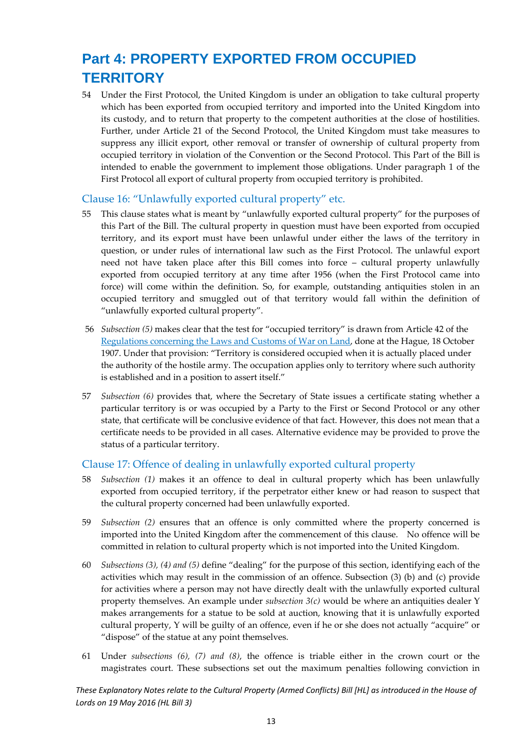# Part 4: PROPERTY EXPORTED FROM OCCUPIED TERRITORY

54 Under the First Protocol, the United Kingdom is under an obligation to take cultural property which has been exported from occupied territory and imported into the United Kingdom into its custody, and to return that property to the competent authorities at the close of hostilities. Further, under Article 21 of the Second Protocol, the United Kingdom must take measures to suppress any illicit export, other removal or transfer of ownership of cultural property from occupied territory in violation of the Convention or the Second Protocol. This Part of the Bill is intended to enable the government to implement those obligations. Under paragraph 1 of the First Protocol all export of cultural property from occupied territory is prohibited.

## Clause 16: "Unlawfully exported cultural property" etc.

55 This clause states what is meant by "unlawfully exported cultural property" for the purposes of this Part of the Bill. The cultural property in question must have been exported from occupied territory, and its export must have been unlawful under either the laws of the territory in question, or under rules of international law such as the First Protocol. The unlawful export need not have taken place after this Bill comes into force – cultural property unlawfully exported from occupied territory at any time after 1956 (when the First Protocol came into force) will come within the definition. So, for example, outstanding antiquities stolen in an occupied territory and smuggled out of that territory would fall within the definition of "unlawfully exported cultural property".

56 *Subsection (5)* makes clear that the test for "occupied territory" is drawn from Article 42 of the Regulations concerning the Laws and Customs of War on Land, done at the Hague, 18 October 1907. Under that provision: "Territory is considered occupied when it is actually placed under the authority of the hostile army. The occupation applies only to territory where such authority is established and in a position to assert itself."

57 *Subsection (6)* provides that, where the Secretary of State issues a certificate stating whether a particular territory is or was occupied by a Party to the First or Second Protocol or any other state, that certificate will be conclusive evidence of that fact. However, this does not mean that a certificate needs to be provided in all cases. Alternative evidence may be provided to prove the status of a particular territory.

## Clause 17: Offence of dealing in unlawfully exported cultural property

58 *Subsection (1)* makes it an offence to deal in cultural property which has been unlawfully exported from occupied territory, if the perpetrator either knew or had reason to suspect that the cultural property concerned had been unlawfully exported.

59 *Subsection (2)* ensures that an offence is only committed where the property concerned is imported into the United Kingdom after the commencement of this clause. No offence will be committed in relation to cultural property which is not imported into the United Kingdom.

60 *Subsections (3), (4) and (5)* define "dealing" for the purpose of this section, identifying each of the activities which may result in the commission of an offence. Subsection (3) (b) and (c) provide for activities where a person may not have directly dealt with the unlawfully exported cultural property themselves. An example under *subsection 3(c)* would be where an antiquities dealer Y makes arrangements for a statue to be sold at auction, knowing that it is unlawfully exported cultural property, Y will be guilty of an offence, even if he or she does not actually "acquire" or "dispose" of the statue at any point themselves.

61 Under *subsections (6), (7) and (8)*, the offence is triable either in the crown court or the magistrates court. These subsections set out the maximum penalties following conviction in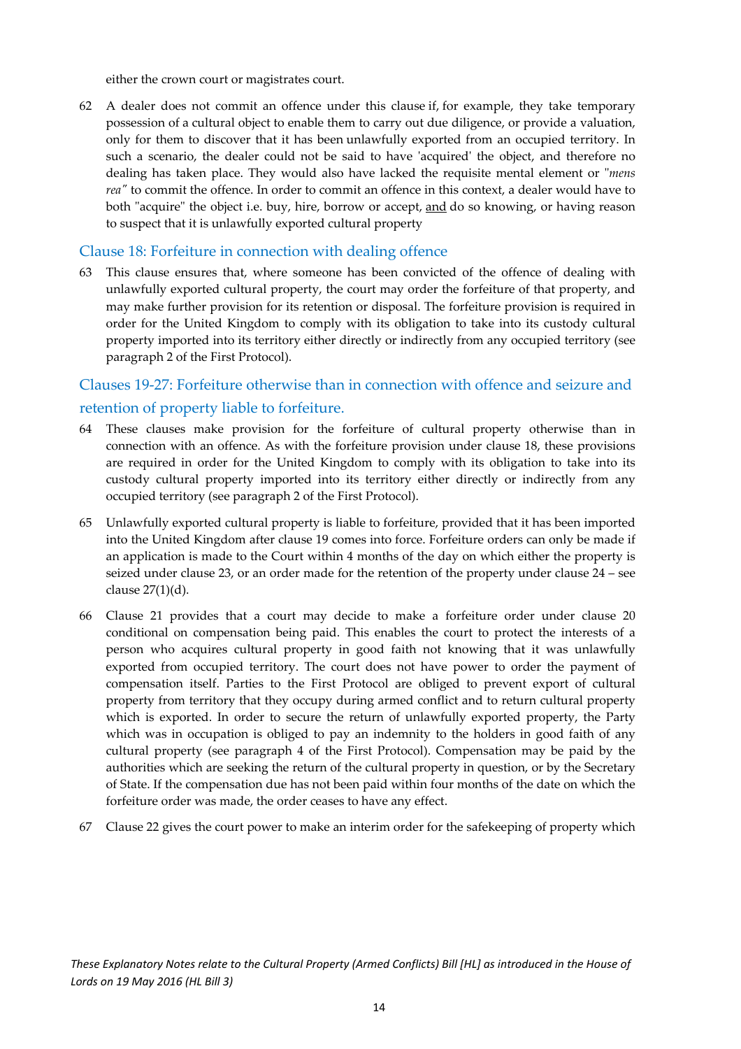either the crown court or magistrates court.

62 A dealer does not commit an offence under this clause if, for example, they take temporary possession of a cultural object to enable them to carry out due diligence, or provide a valuation, only for them to discover that it has been unlawfully exported from an occupied territory. In such a scenario, the dealer could not be said to have 'acquired' the object, and therefore no dealing has taken place. They would also have lacked the requisite mental element or "*mens rea"* to commit the offence. In order to commit an offence in this context, a dealer would have to both "acquire" the object i.e. buy, hire, borrow or accept, <u>and</u> do so knowing, or having reason to suspect that it is unlawfully exported cultural property

## Clause 18: Forfeiture in connection with dealing offence

63 This clause ensures that, where someone has been convicted of the offence of dealing with unlawfully exported cultural property, the court may order the forfeiture of that property, and may make further provision for its retention or disposal. The forfeiture provision is required in order for the United Kingdom to comply with its obligation to take into its custody cultural property imported into its territory either directly or indirectly from any occupied territory (see paragraph 2 of the First Protocol).

## Clauses 19-27: Forfeiture otherwise than in connection with offence and seizure and retention of property liable to forfeiture.

64 These clauses make provision for the forfeiture of cultural property otherwise than in connection with an offence. As with the forfeiture provision under clause 18, these provisions are required in order for the United Kingdom to comply with its obligation to take into its custody cultural property imported into its territory either directly or indirectly from any occupied territory (see paragraph 2 of the First Protocol).

65 Unlawfully exported cultural property is liable to forfeiture, provided that it has been imported into the United Kingdom after clause 19 comes into force. Forfeiture orders can only be made if an application is made to the Court within 4 months of the day on which either the property is seized under clause 23, or an order made for the retention of the property under clause 24 – see clause 27(1)(d).

66 Clause 21 provides that a court may decide to make a forfeiture order under clause 20 conditional on compensation being paid. This enables the court to protect the interests of a person who acquires cultural property in good faith not knowing that it was unlawfully exported from occupied territory. The court does not have power to order the payment of compensation itself. Parties to the First Protocol are obliged to prevent export of cultural property from territory that they occupy during armed conflict and to return cultural property which is exported. In order to secure the return of unlawfully exported property, the Party which was in occupation is obliged to pay an indemnity to the holders in good faith of any cultural property (see paragraph 4 of the First Protocol). Compensation may be paid by the authorities which are seeking the return of the cultural property in question, or by the Secretary of State. If the compensation due has not been paid within four months of the date on which the forfeiture order was made, the order ceases to have any effect.

67 Clause 22 gives the court power to make an interim order for the safekeeping of property which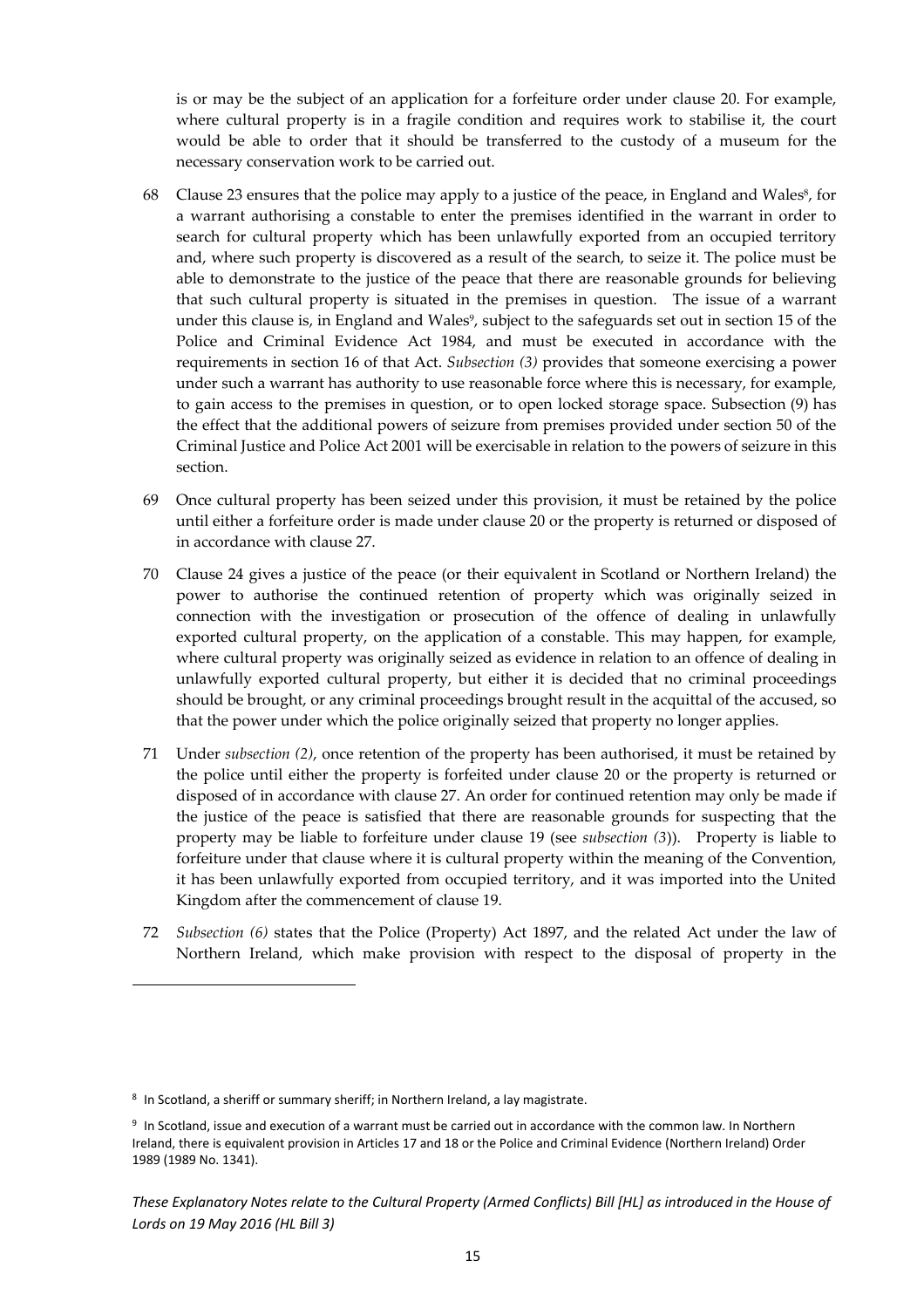is or may be the subject of an application for a forfeiture order under clause 20. For example, where cultural property is in a fragile condition and requires work to stabilise it, the court would be able to order that it should be transferred to the custody of a museum for the necessary conservation work to be carried out.

68 Clause 23 ensures that the police may apply to a justice of the peace, in England and Wales[8], for a warrant authorising a constable to enter the premises identified in the warrant in order to search for cultural property which has been unlawfully exported from an occupied territory and, where such property is discovered as a result of the search, to seize it. The police must be able to demonstrate to the justice of the peace that there are reasonable grounds for believing that such cultural property is situated in the premises in question. The issue of a warrant under this clause is, in England and Wales[9], subject to the safeguards set out in section 15 of the Police and Criminal Evidence Act 1984, and must be executed in accordance with the requirements in section 16 of that Act. *Subsection (3)* provides that someone exercising a power under such a warrant has authority to use reasonable force where this is necessary, for example, to gain access to the premises in question, or to open locked storage space. Subsection (9) has the effect that the additional powers of seizure from premises provided under section 50 of the Criminal Justice and Police Act 2001 will be exercisable in relation to the powers of seizure in this section.

69 Once cultural property has been seized under this provision, it must be retained by the police until either a forfeiture order is made under clause 20 or the property is returned or disposed of in accordance with clause 27.

70 Clause 24 gives a justice of the peace (or their equivalent in Scotland or Northern Ireland) the power to authorise the continued retention of property which was originally seized in connection with the investigation or prosecution of the offence of dealing in unlawfully exported cultural property, on the application of a constable. This may happen, for example, where cultural property was originally seized as evidence in relation to an offence of dealing in unlawfully exported cultural property, but either it is decided that no criminal proceedings should be brought, or any criminal proceedings brought result in the acquittal of the accused, so that the power under which the police originally seized that property no longer applies.

71 Under *subsection (2)*, once retention of the property has been authorised, it must be retained by the police until either the property is forfeited under clause 20 or the property is returned or disposed of in accordance with clause 27. An order for continued retention may only be made if the justice of the peace is satisfied that there are reasonable grounds for suspecting that the property may be liable to forfeiture under clause 19 (see *subsection (3)*). Property is liable to forfeiture under that clause where it is cultural property within the meaning of the Convention, it has been unlawfully exported from occupied territory, and it was imported into the United Kingdom after the commencement of clause 19.

72 *Subsection (6)* states that the Police (Property) Act 1897, and the related Act under the law of Northern Ireland, which make provision with respect to the disposal of property in the

---

[8] In Scotland, a sheriff or summary sheriff; in Northern Ireland, a lay magistrate.

[9] In Scotland, issue and execution of a warrant must be carried out in accordance with the common law. In Northern Ireland, there is equivalent provision in Articles 17 and 18 or the Police and Criminal Evidence (Northern Ireland) Order 1989 (1989 No. 1341).

*These Explanatory Notes relate to the Cultural Property (Armed Conflicts) Bill [HL] as introduced in the House of Lords on 19 May 2016 (HL Bill 3)*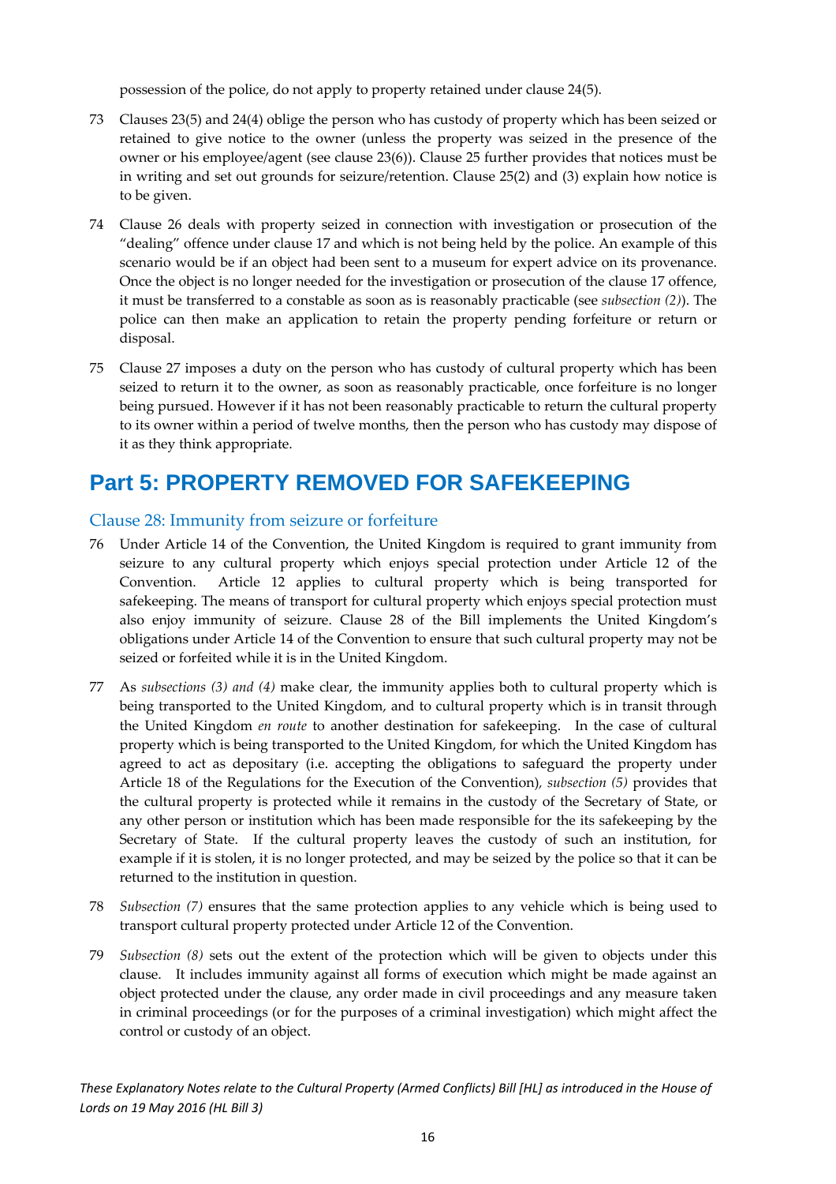possession of the police, do not apply to property retained under clause 24(5).

73 Clauses 23(5) and 24(4) oblige the person who has custody of property which has been seized or retained to give notice to the owner (unless the property was seized in the presence of the owner or his employee/agent (see clause 23(6)). Clause 25 further provides that notices must be in writing and set out grounds for seizure/retention. Clause 25(2) and (3) explain how notice is to be given.

74 Clause 26 deals with property seized in connection with investigation or prosecution of the "dealing" offence under clause 17 and which is not being held by the police. An example of this scenario would be if an object had been sent to a museum for expert advice on its provenance. Once the object is no longer needed for the investigation or prosecution of the clause 17 offence, it must be transferred to a constable as soon as is reasonably practicable (see *subsection (2)*). The police can then make an application to retain the property pending forfeiture or return or disposal.

75 Clause 27 imposes a duty on the person who has custody of cultural property which has been seized to return it to the owner, as soon as reasonably practicable, once forfeiture is no longer being pursued. However if it has not been reasonably practicable to return the cultural property to its owner within a period of twelve months, then the person who has custody may dispose of it as they think appropriate.

# Part 5: PROPERTY REMOVED FOR SAFEKEEPING

## Clause 28: Immunity from seizure or forfeiture

76 Under Article 14 of the Convention, the United Kingdom is required to grant immunity from seizure to any cultural property which enjoys special protection under Article 12 of the Convention. Article 12 applies to cultural property which is being transported for safekeeping. The means of transport for cultural property which enjoys special protection must also enjoy immunity of seizure. Clause 28 of the Bill implements the United Kingdom's obligations under Article 14 of the Convention to ensure that such cultural property may not be seized or forfeited while it is in the United Kingdom.

77 As *subsections (3) and (4)* make clear, the immunity applies both to cultural property which is being transported to the United Kingdom, and to cultural property which is in transit through the United Kingdom *en route* to another destination for safekeeping. In the case of cultural property which is being transported to the United Kingdom, for which the United Kingdom has agreed to act as depositary (i.e. accepting the obligations to safeguard the property under Article 18 of the Regulations for the Execution of the Convention), *subsection (5)* provides that the cultural property is protected while it remains in the custody of the Secretary of State, or any other person or institution which has been made responsible for the its safekeeping by the Secretary of State. If the cultural property leaves the custody of such an institution, for example if it is stolen, it is no longer protected, and may be seized by the police so that it can be returned to the institution in question.

78 *Subsection (7)* ensures that the same protection applies to any vehicle which is being used to transport cultural property protected under Article 12 of the Convention.

79 *Subsection (8)* sets out the extent of the protection which will be given to objects under this clause. It includes immunity against all forms of execution which might be made against an object protected under the clause, any order made in civil proceedings and any measure taken in criminal proceedings (or for the purposes of a criminal investigation) which might affect the control or custody of an object.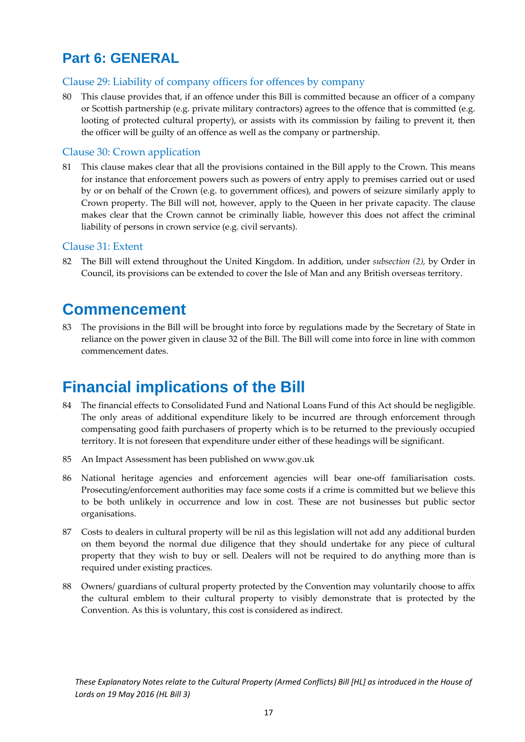# Part 6: GENERAL

## Clause 29: Liability of company officers for offences by company

80 This clause provides that, if an offence under this Bill is committed because an officer of a company or Scottish partnership (e.g. private military contractors) agrees to the offence that is committed (e.g. looting of protected cultural property), or assists with its commission by failing to prevent it, then the officer will be guilty of an offence as well as the company or partnership.

## Clause 30: Crown application

81 This clause makes clear that all the provisions contained in the Bill apply to the Crown. This means for instance that enforcement powers such as powers of entry apply to premises carried out or used by or on behalf of the Crown (e.g. to government offices), and powers of seizure similarly apply to Crown property. The Bill will not, however, apply to the Queen in her private capacity. The clause makes clear that the Crown cannot be criminally liable, however this does not affect the criminal liability of persons in crown service (e.g. civil servants).

## Clause 31: Extent

82 The Bill will extend throughout the United Kingdom. In addition, under *subsection (2),* by Order in Council, its provisions can be extended to cover the Isle of Man and any British overseas territory.

# Commencement

83 The provisions in the Bill will be brought into force by regulations made by the Secretary of State in reliance on the power given in clause 32 of the Bill. The Bill will come into force in line with common commencement dates.

# Financial implications of the Bill

84 The financial effects to Consolidated Fund and National Loans Fund of this Act should be negligible. The only areas of additional expenditure likely to be incurred are through enforcement through compensating good faith purchasers of property which is to be returned to the previously occupied territory. It is not foreseen that expenditure under either of these headings will be significant.

85 An Impact Assessment has been published on www.gov.uk

86 National heritage agencies and enforcement agencies will bear one-off familiarisation costs. Prosecuting/enforcement authorities may face some costs if a crime is committed but we believe this to be both unlikely in occurrence and low in cost. These are not businesses but public sector organisations.

87 Costs to dealers in cultural property will be nil as this legislation will not add any additional burden on them beyond the normal due diligence that they should undertake for any piece of cultural property that they wish to buy or sell. Dealers will not be required to do anything more than is required under existing practices.

88 Owners/ guardians of cultural property protected by the Convention may voluntarily choose to affix the cultural emblem to their cultural property to visibly demonstrate that is protected by the Convention. As this is voluntary, this cost is considered as indirect.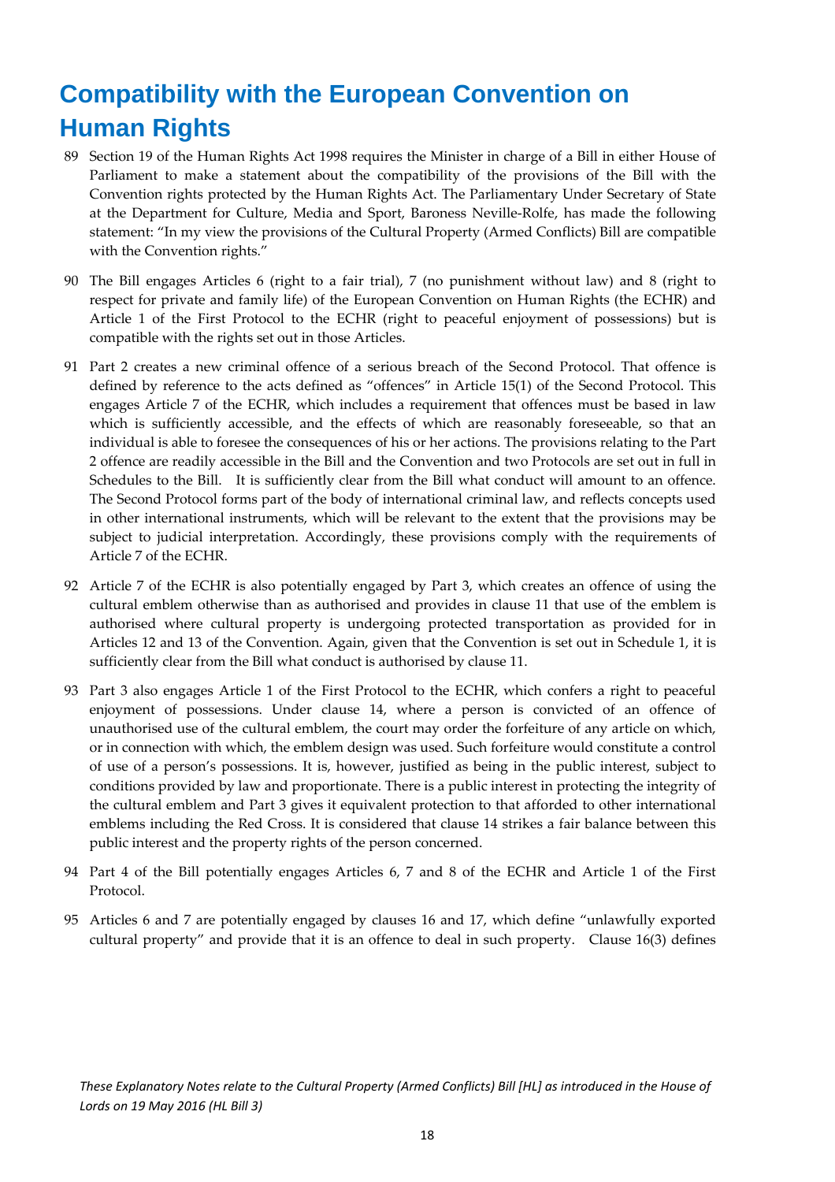# Compatibility with the European Convention on Human Rights

89 Section 19 of the Human Rights Act 1998 requires the Minister in charge of a Bill in either House of Parliament to make a statement about the compatibility of the provisions of the Bill with the Convention rights protected by the Human Rights Act. The Parliamentary Under Secretary of State at the Department for Culture, Media and Sport, Baroness Neville-Rolfe, has made the following statement: "In my view the provisions of the Cultural Property (Armed Conflicts) Bill are compatible with the Convention rights."

90 The Bill engages Articles 6 (right to a fair trial), 7 (no punishment without law) and 8 (right to respect for private and family life) of the European Convention on Human Rights (the ECHR) and Article 1 of the First Protocol to the ECHR (right to peaceful enjoyment of possessions) but is compatible with the rights set out in those Articles.

91 Part 2 creates a new criminal offence of a serious breach of the Second Protocol. That offence is defined by reference to the acts defined as "offences" in Article 15(1) of the Second Protocol. This engages Article 7 of the ECHR, which includes a requirement that offences must be based in law which is sufficiently accessible, and the effects of which are reasonably foreseeable, so that an individual is able to foresee the consequences of his or her actions. The provisions relating to the Part 2 offence are readily accessible in the Bill and the Convention and two Protocols are set out in full in Schedules to the Bill. It is sufficiently clear from the Bill what conduct will amount to an offence. The Second Protocol forms part of the body of international criminal law, and reflects concepts used in other international instruments, which will be relevant to the extent that the provisions may be subject to judicial interpretation. Accordingly, these provisions comply with the requirements of Article 7 of the ECHR.

92 Article 7 of the ECHR is also potentially engaged by Part 3, which creates an offence of using the cultural emblem otherwise than as authorised and provides in clause 11 that use of the emblem is authorised where cultural property is undergoing protected transportation as provided for in Articles 12 and 13 of the Convention. Again, given that the Convention is set out in Schedule 1, it is sufficiently clear from the Bill what conduct is authorised by clause 11.

93 Part 3 also engages Article 1 of the First Protocol to the ECHR, which confers a right to peaceful enjoyment of possessions. Under clause 14, where a person is convicted of an offence of unauthorised use of the cultural emblem, the court may order the forfeiture of any article on which, or in connection with which, the emblem design was used. Such forfeiture would constitute a control of use of a person's possessions. It is, however, justified as being in the public interest, subject to conditions provided by law and proportionate. There is a public interest in protecting the integrity of the cultural emblem and Part 3 gives it equivalent protection to that afforded to other international emblems including the Red Cross. It is considered that clause 14 strikes a fair balance between this public interest and the property rights of the person concerned.

94 Part 4 of the Bill potentially engages Articles 6, 7 and 8 of the ECHR and Article 1 of the First Protocol.

95 Articles 6 and 7 are potentially engaged by clauses 16 and 17, which define "unlawfully exported cultural property" and provide that it is an offence to deal in such property. Clause 16(3) defines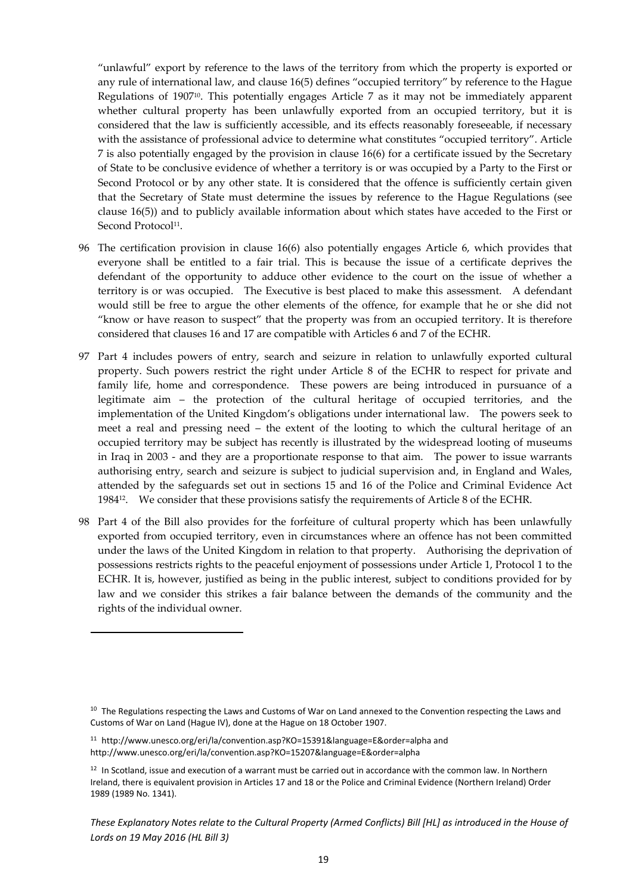"unlawful" export by reference to the laws of the territory from which the property is exported or any rule of international law, and clause 16(5) defines "occupied territory" by reference to the Hague Regulations of 1907[10]. This potentially engages Article 7 as it may not be immediately apparent whether cultural property has been unlawfully exported from an occupied territory, but it is considered that the law is sufficiently accessible, and its effects reasonably foreseeable, if necessary with the assistance of professional advice to determine what constitutes "occupied territory". Article 7 is also potentially engaged by the provision in clause 16(6) for a certificate issued by the Secretary of State to be conclusive evidence of whether a territory is or was occupied by a Party to the First or Second Protocol or by any other state. It is considered that the offence is sufficiently certain given that the Secretary of State must determine the issues by reference to the Hague Regulations (see clause 16(5)) and to publicly available information about which states have acceded to the First or Second Protocol[11].

96 The certification provision in clause 16(6) also potentially engages Article 6, which provides that everyone shall be entitled to a fair trial. This is because the issue of a certificate deprives the defendant of the opportunity to adduce other evidence to the court on the issue of whether a territory is or was occupied. The Executive is best placed to make this assessment. A defendant would still be free to argue the other elements of the offence, for example that he or she did not "know or have reason to suspect" that the property was from an occupied territory. It is therefore considered that clauses 16 and 17 are compatible with Articles 6 and 7 of the ECHR.

97 Part 4 includes powers of entry, search and seizure in relation to unlawfully exported cultural property. Such powers restrict the right under Article 8 of the ECHR to respect for private and family life, home and correspondence. These powers are being introduced in pursuance of a legitimate aim – the protection of the cultural heritage of occupied territories, and the implementation of the United Kingdom's obligations under international law. The powers seek to meet a real and pressing need – the extent of the looting to which the cultural heritage of an occupied territory may be subject has recently is illustrated by the widespread looting of museums in Iraq in 2003 - and they are a proportionate response to that aim. The power to issue warrants authorising entry, search and seizure is subject to judicial supervision and, in England and Wales, attended by the safeguards set out in sections 15 and 16 of the Police and Criminal Evidence Act 1984[12]. We consider that these provisions satisfy the requirements of Article 8 of the ECHR.

98 Part 4 of the Bill also provides for the forfeiture of cultural property which has been unlawfully exported from occupied territory, even in circumstances where an offence has not been committed under the laws of the United Kingdom in relation to that property. Authorising the deprivation of possessions restricts rights to the peaceful enjoyment of possessions under Article 1, Protocol 1 to the ECHR. It is, however, justified as being in the public interest, subject to conditions provided for by law and we consider this strikes a fair balance between the demands of the community and the rights of the individual owner.

---

[10] The Regulations respecting the Laws and Customs of War on Land annexed to the Convention respecting the Laws and Customs of War on Land (Hague IV), done at the Hague on 18 October 1907.

[11] http://www.unesco.org/eri/la/convention.asp?KO=15391&language=E&order=alpha and http://www.unesco.org/eri/la/convention.asp?KO=15207&language=E&order=alpha

[12] In Scotland, issue and execution of a warrant must be carried out in accordance with the common law. In Northern Ireland, there is equivalent provision in Articles 17 and 18 or the Police and Criminal Evidence (Northern Ireland) Order 1989 (1989 No. 1341).

*These Explanatory Notes relate to the Cultural Property (Armed Conflicts) Bill [HL] as introduced in the House of Lords on 19 May 2016 (HL Bill 3)*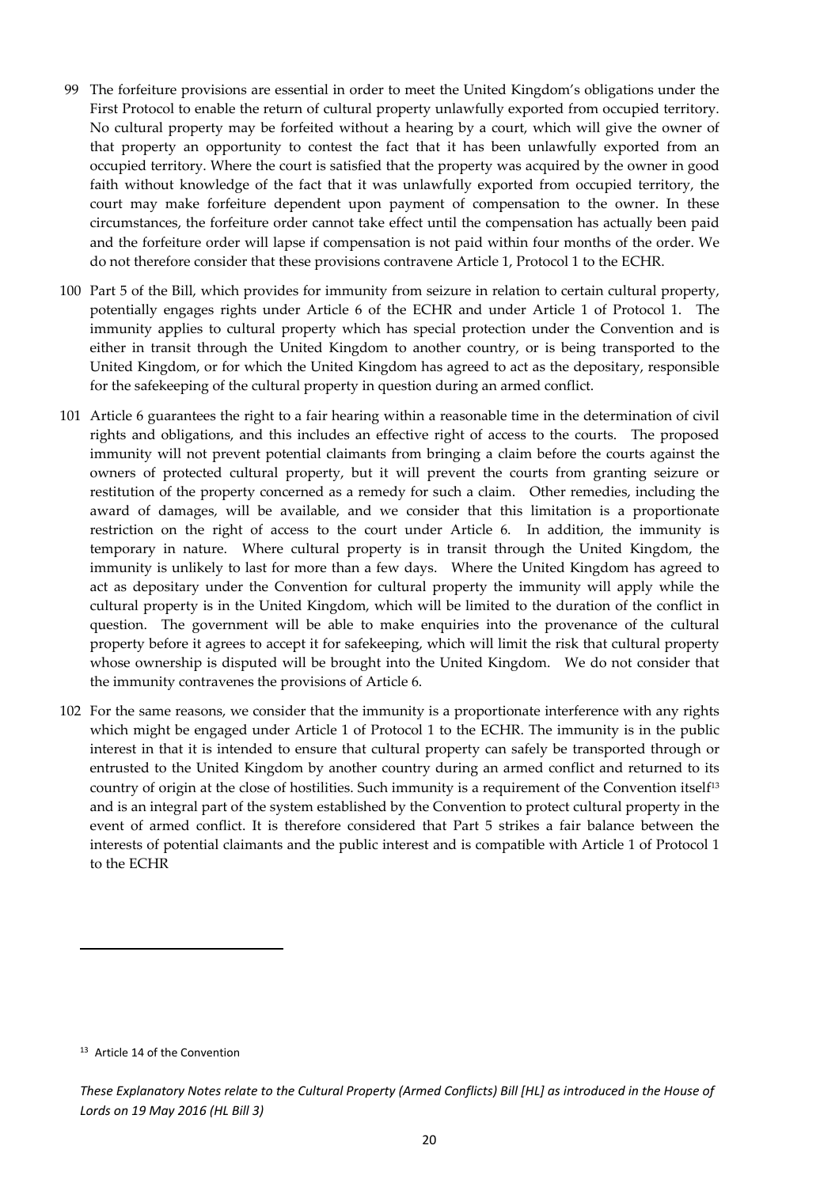99 The forfeiture provisions are essential in order to meet the United Kingdom's obligations under the First Protocol to enable the return of cultural property unlawfully exported from occupied territory. No cultural property may be forfeited without a hearing by a court, which will give the owner of that property an opportunity to contest the fact that it has been unlawfully exported from an occupied territory. Where the court is satisfied that the property was acquired by the owner in good faith without knowledge of the fact that it was unlawfully exported from occupied territory, the court may make forfeiture dependent upon payment of compensation to the owner. In these circumstances, the forfeiture order cannot take effect until the compensation has actually been paid and the forfeiture order will lapse if compensation is not paid within four months of the order. We do not therefore consider that these provisions contravene Article 1, Protocol 1 to the ECHR.

100 Part 5 of the Bill, which provides for immunity from seizure in relation to certain cultural property, potentially engages rights under Article 6 of the ECHR and under Article 1 of Protocol 1. The immunity applies to cultural property which has special protection under the Convention and is either in transit through the United Kingdom to another country, or is being transported to the United Kingdom, or for which the United Kingdom has agreed to act as the depositary, responsible for the safekeeping of the cultural property in question during an armed conflict.

101 Article 6 guarantees the right to a fair hearing within a reasonable time in the determination of civil rights and obligations, and this includes an effective right of access to the courts. The proposed immunity will not prevent potential claimants from bringing a claim before the courts against the owners of protected cultural property, but it will prevent the courts from granting seizure or restitution of the property concerned as a remedy for such a claim. Other remedies, including the award of damages, will be available, and we consider that this limitation is a proportionate restriction on the right of access to the court under Article 6. In addition, the immunity is temporary in nature. Where cultural property is in transit through the United Kingdom, the immunity is unlikely to last for more than a few days. Where the United Kingdom has agreed to act as depositary under the Convention for cultural property the immunity will apply while the cultural property is in the United Kingdom, which will be limited to the duration of the conflict in question. The government will be able to make enquiries into the provenance of the cultural property before it agrees to accept it for safekeeping, which will limit the risk that cultural property whose ownership is disputed will be brought into the United Kingdom. We do not consider that the immunity contravenes the provisions of Article 6.

102 For the same reasons, we consider that the immunity is a proportionate interference with any rights which might be engaged under Article 1 of Protocol 1 to the ECHR. The immunity is in the public interest in that it is intended to ensure that cultural property can safely be transported through or entrusted to the United Kingdom by another country during an armed conflict and returned to its country of origin at the close of hostilities. Such immunity is a requirement of the Convention itself[13] and is an integral part of the system established by the Convention to protect cultural property in the event of armed conflict. It is therefore considered that Part 5 strikes a fair balance between the interests of potential claimants and the public interest and is compatible with Article 1 of Protocol 1 to the ECHR

[13] Article 14 of the Convention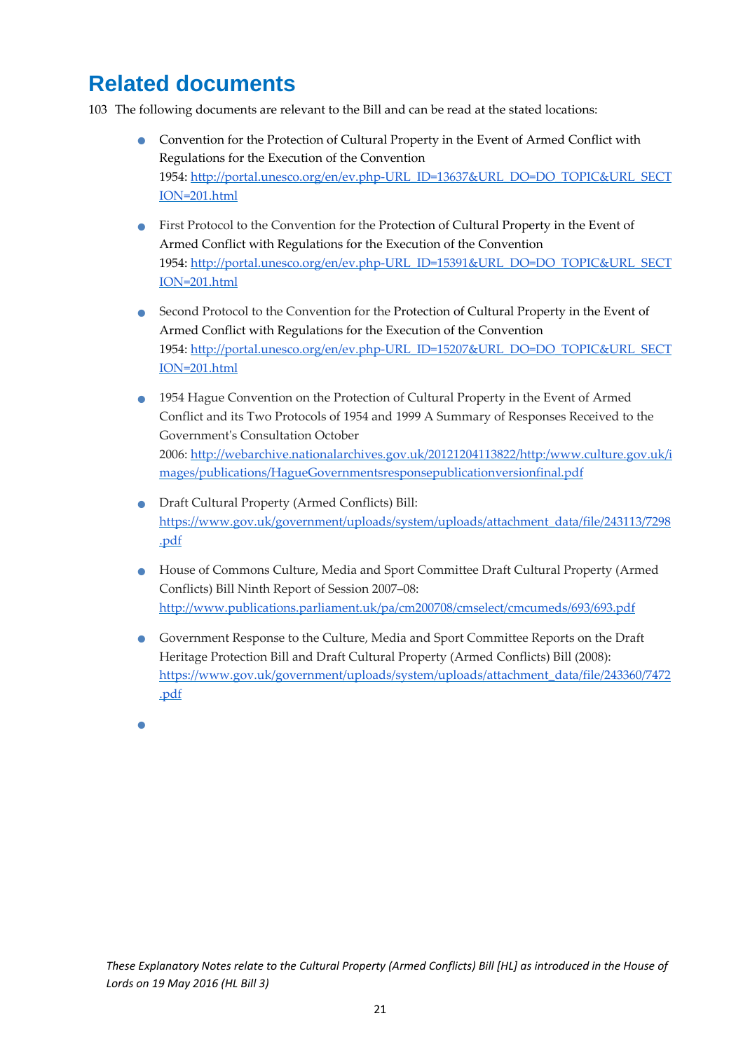# Related documents

103 The following documents are relevant to the Bill and can be read at the stated locations:

- Convention for the Protection of Cultural Property in the Event of Armed Conflict with Regulations for the Execution of the Convention 1954: http://portal.unesco.org/en/ev.php-URL_ID=13637&URL_DO=DO_TOPIC&URL_SECTION=201.html

- First Protocol to the Convention for the Protection of Cultural Property in the Event of Armed Conflict with Regulations for the Execution of the Convention 1954: http://portal.unesco.org/en/ev.php-URL_ID=15391&URL_DO=DO_TOPIC&URL_SECTION=201.html

- Second Protocol to the Convention for the Protection of Cultural Property in the Event of Armed Conflict with Regulations for the Execution of the Convention 1954: http://portal.unesco.org/en/ev.php-URL_ID=15207&URL_DO=DO_TOPIC&URL_SECTION=201.html

- 1954 Hague Convention on the Protection of Cultural Property in the Event of Armed Conflict and its Two Protocols of 1954 and 1999 A Summary of Responses Received to the Government's Consultation October 2006: http://webarchive.nationalarchives.gov.uk/20121204113822/http:/www.culture.gov.uk/images/publications/HagueGovernmentsresponsepublicationversionfinal.pdf

- Draft Cultural Property (Armed Conflicts) Bill: https://www.gov.uk/government/uploads/system/uploads/attachment_data/file/243113/7298.pdf

- House of Commons Culture, Media and Sport Committee Draft Cultural Property (Armed Conflicts) Bill Ninth Report of Session 2007–08: http://www.publications.parliament.uk/pa/cm200708/cmselect/cmcumeds/693/693.pdf

- Government Response to the Culture, Media and Sport Committee Reports on the Draft Heritage Protection Bill and Draft Cultural Property (Armed Conflicts) Bill (2008): https://www.gov.uk/government/uploads/system/uploads/attachment_data/file/243360/7472.pdf

- 

*These Explanatory Notes relate to the Cultural Property (Armed Conflicts) Bill [HL] as introduced in the House of Lords on 19 May 2016 (HL Bill 3)*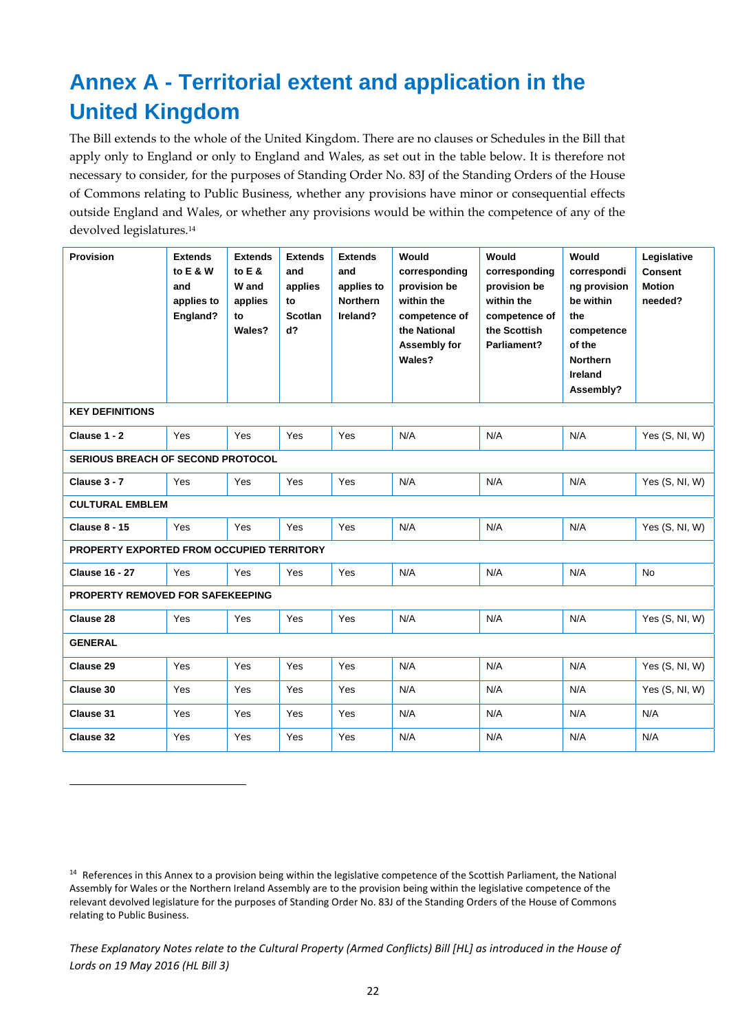# Annex A - Territorial extent and application in the United Kingdom

The Bill extends to the whole of the United Kingdom. There are no clauses or Schedules in the Bill that apply only to England or only to England and Wales, as set out in the table below. It is therefore not necessary to consider, for the purposes of Standing Order No. 83J of the Standing Orders of the House of Commons relating to Public Business, whether any provisions have minor or consequential effects outside England and Wales, or whether any provisions would be within the competence of any of the devolved legislatures.[14]

| Provision | Extends to E & W and applies to England? | Extends to E & W and applies to Wales? | Extends and applies to Scotland? | Extends and applies to Northern Ireland? | Would corresponding provision be within the competence of the National Assembly for Wales? | Would corresponding provision be within the competence of the Scottish Parliament? | Would corresponding provision be within the competence of the Northern Ireland Assembly? | Legislative Consent Motion needed? |
|---|---|---|---|---|---|---|---|---|
| **KEY DEFINITIONS** | | | | | | | | |
| **Clause 1 - 2** | Yes | Yes | Yes | Yes | N/A | N/A | N/A | Yes (S, NI, W) |
| **SERIOUS BREACH OF SECOND PROTOCOL** | | | | | | | | |
| **Clause 3 - 7** | Yes | Yes | Yes | Yes | N/A | N/A | N/A | Yes (S, NI, W) |
| **CULTURAL EMBLEM** | | | | | | | | |
| **Clause 8 - 15** | Yes | Yes | Yes | Yes | N/A | N/A | N/A | Yes (S, NI, W) |
| **PROPERTY EXPORTED FROM OCCUPIED TERRITORY** | | | | | | | | |
| **Clause 16 - 27** | Yes | Yes | Yes | Yes | N/A | N/A | N/A | No |
| **PROPERTY REMOVED FOR SAFEKEEPING** | | | | | | | | |
| **Clause 28** | Yes | Yes | Yes | Yes | N/A | N/A | N/A | Yes (S, NI, W) |
| **GENERAL** | | | | | | | | |
| **Clause 29** | Yes | Yes | Yes | Yes | N/A | N/A | N/A | Yes (S, NI, W) |
| **Clause 30** | Yes | Yes | Yes | Yes | N/A | N/A | N/A | Yes (S, NI, W) |
| **Clause 31** | Yes | Yes | Yes | Yes | N/A | N/A | N/A | N/A |
| **Clause 32** | Yes | Yes | Yes | Yes | N/A | N/A | N/A | N/A |

[14] References in this Annex to a provision being within the legislative competence of the Scottish Parliament, the National Assembly for Wales or the Northern Ireland Assembly are to the provision being within the legislative competence of the relevant devolved legislature for the purposes of Standing Order No. 83J of the Standing Orders of the House of Commons relating to Public Business.

*These Explanatory Notes relate to the Cultural Property (Armed Conflicts) Bill [HL] as introduced in the House of Lords on 19 May 2016 (HL Bill 3)*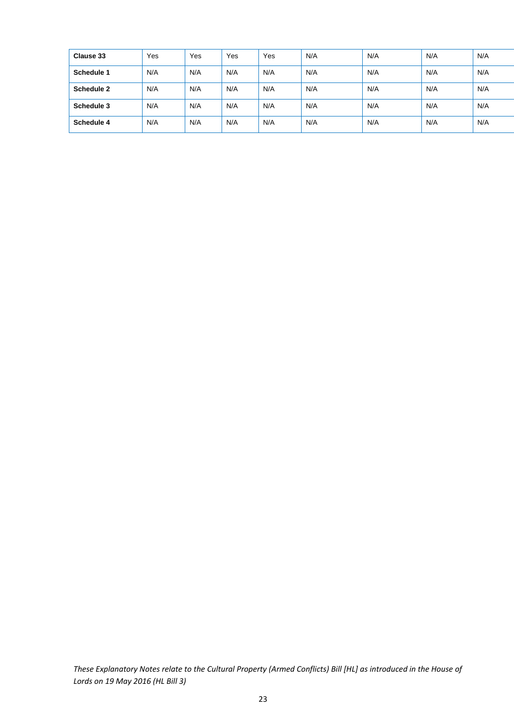| | | | | | | | | |
|---|---|---|---|---|---|---|---|---|
| **Clause 33** | Yes | Yes | Yes | Yes | N/A | N/A | N/A | N/A |
| **Schedule 1** | N/A | N/A | N/A | N/A | N/A | N/A | N/A | N/A |
| **Schedule 2** | N/A | N/A | N/A | N/A | N/A | N/A | N/A | N/A |
| **Schedule 3** | N/A | N/A | N/A | N/A | N/A | N/A | N/A | N/A |
| **Schedule 4** | N/A | N/A | N/A | N/A | N/A | N/A | N/A | N/A |

*These Explanatory Notes relate to the Cultural Property (Armed Conflicts) Bill [HL] as introduced in the House of Lords on 19 May 2016 (HL Bill 3)*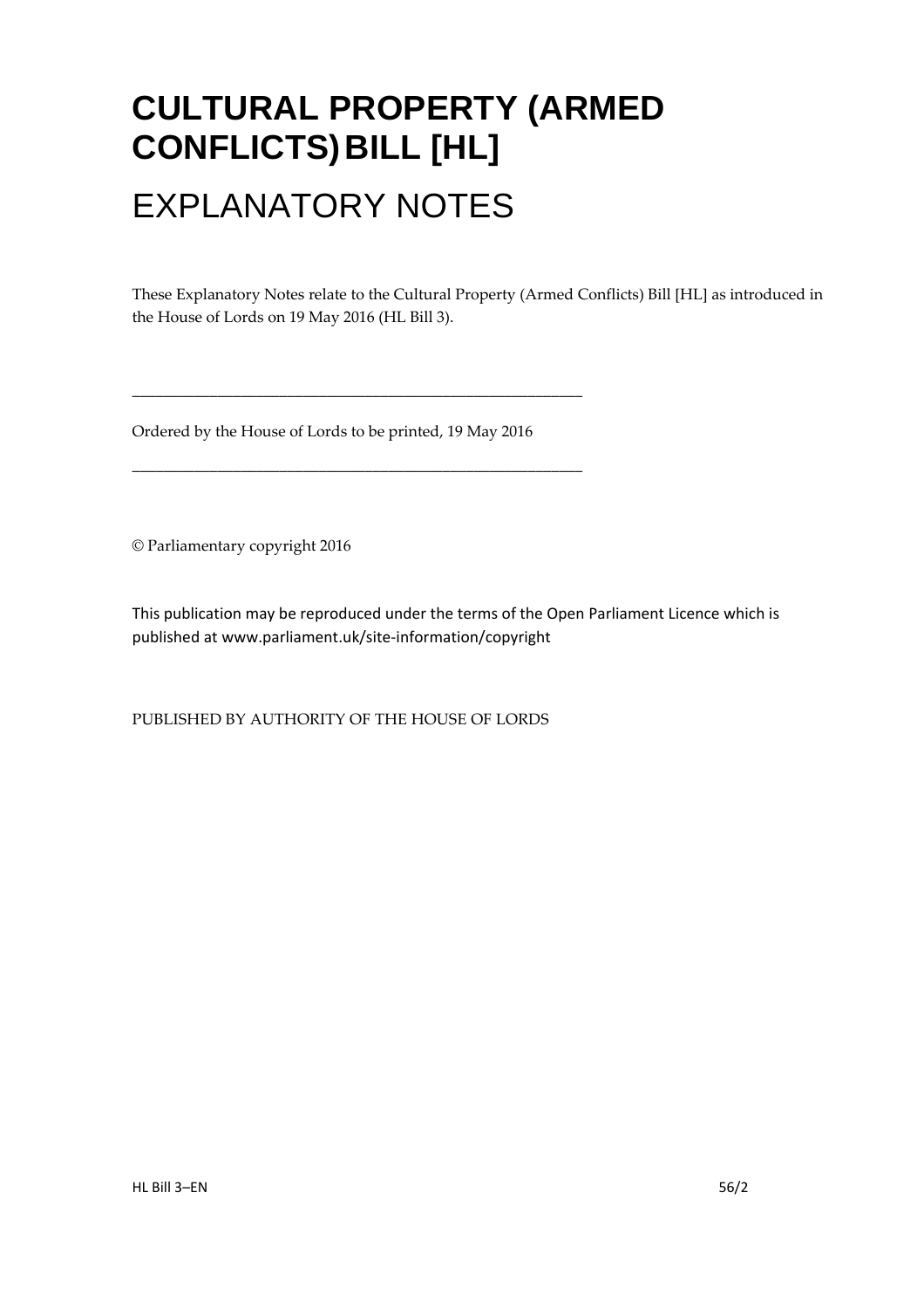# CULTURAL PROPERTY (ARMED CONFLICTS) BILL [HL]

# EXPLANATORY NOTES

These Explanatory Notes relate to the Cultural Property (Armed Conflicts) Bill [HL] as introduced in the House of Lords on 19 May 2016 (HL Bill 3).

---

Ordered by the House of Lords to be printed, 19 May 2016

---

© Parliamentary copyright 2016

This publication may be reproduced under the terms of the Open Parliament Licence which is published at www.parliament.uk/site-information/copyright

PUBLISHED BY AUTHORITY OF THE HOUSE OF LORDS

HL Bill 3–EN 56/2